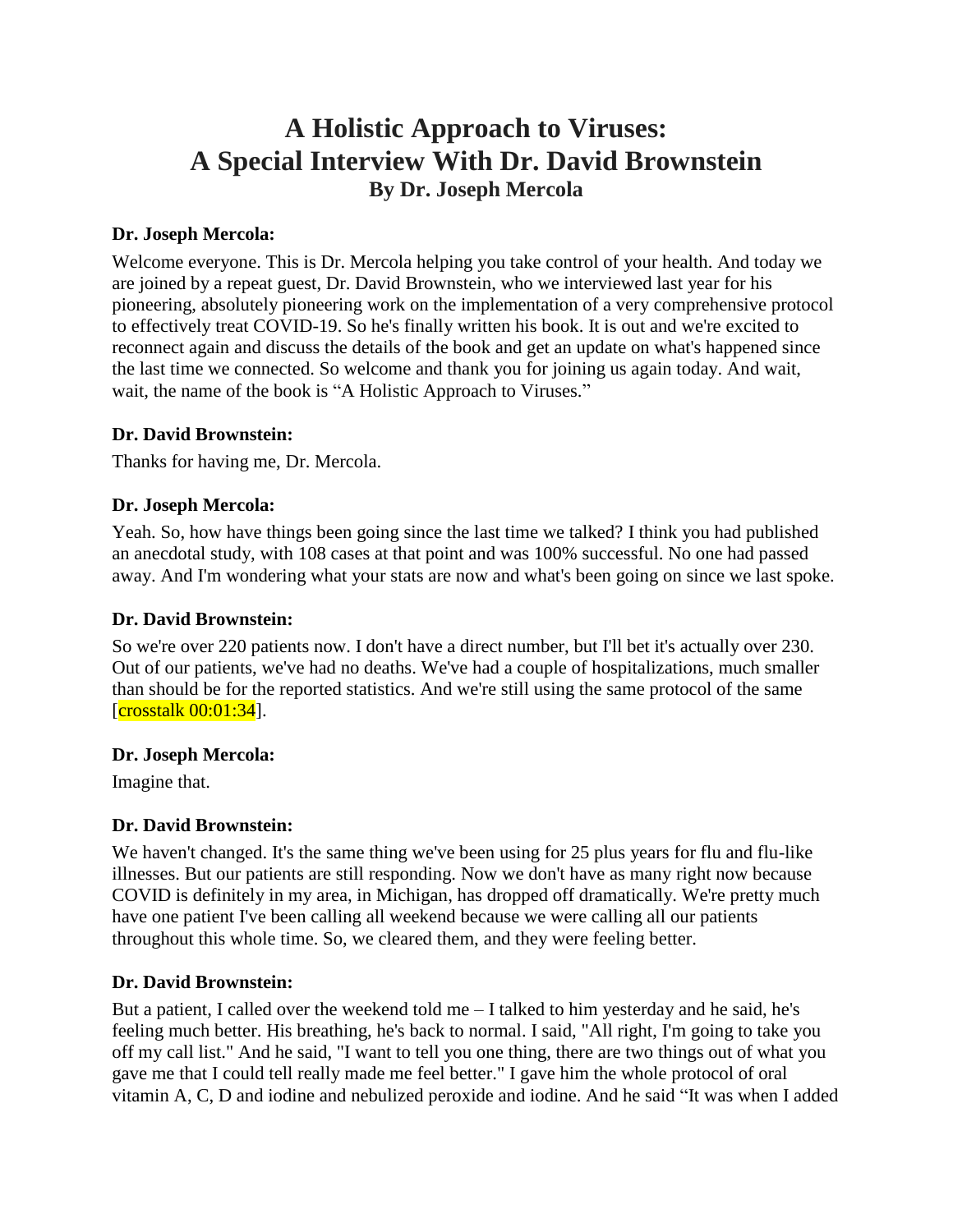# A Holistic Approach to Viruses:
# A Special Interview With Dr. David Brownstein
### By Dr. Joseph Mercola

**Dr. Joseph Mercola:**

Welcome everyone. This is Dr. Mercola helping you take control of your health. And today we are joined by a repeat guest, Dr. David Brownstein, who we interviewed last year for his pioneering, absolutely pioneering work on the implementation of a very comprehensive protocol to effectively treat COVID-19. So he's finally written his book. It is out and we're excited to reconnect again and discuss the details of the book and get an update on what's happened since the last time we connected. So welcome and thank you for joining us again today. And wait, wait, the name of the book is "A Holistic Approach to Viruses."

**Dr. David Brownstein:**

Thanks for having me, Dr. Mercola.

**Dr. Joseph Mercola:**

Yeah. So, how have things been going since the last time we talked? I think you had published an anecdotal study, with 108 cases at that point and was 100% successful. No one had passed away. And I'm wondering what your stats are now and what's been going on since we last spoke.

**Dr. David Brownstein:**

So we're over 220 patients now. I don't have a direct number, but I'll bet it's actually over 230. Out of our patients, we've had no deaths. We've had a couple of hospitalizations, much smaller than should be for the reported statistics. And we're still using the same protocol of the same [crosstalk 00:01:34].

**Dr. Joseph Mercola:**

Imagine that.

**Dr. David Brownstein:**

We haven't changed. It's the same thing we've been using for 25 plus years for flu and flu-like illnesses. But our patients are still responding. Now we don't have as many right now because COVID is definitely in my area, in Michigan, has dropped off dramatically. We're pretty much have one patient I've been calling all weekend because we were calling all our patients throughout this whole time. So, we cleared them, and they were feeling better.

**Dr. David Brownstein:**

But a patient, I called over the weekend told me – I talked to him yesterday and he said, he's feeling much better. His breathing, he's back to normal. I said, "All right, I'm going to take you off my call list." And he said, "I want to tell you one thing, there are two things out of what you gave me that I could tell really made me feel better." I gave him the whole protocol of oral vitamin A, C, D and iodine and nebulized peroxide and iodine. And he said "It was when I added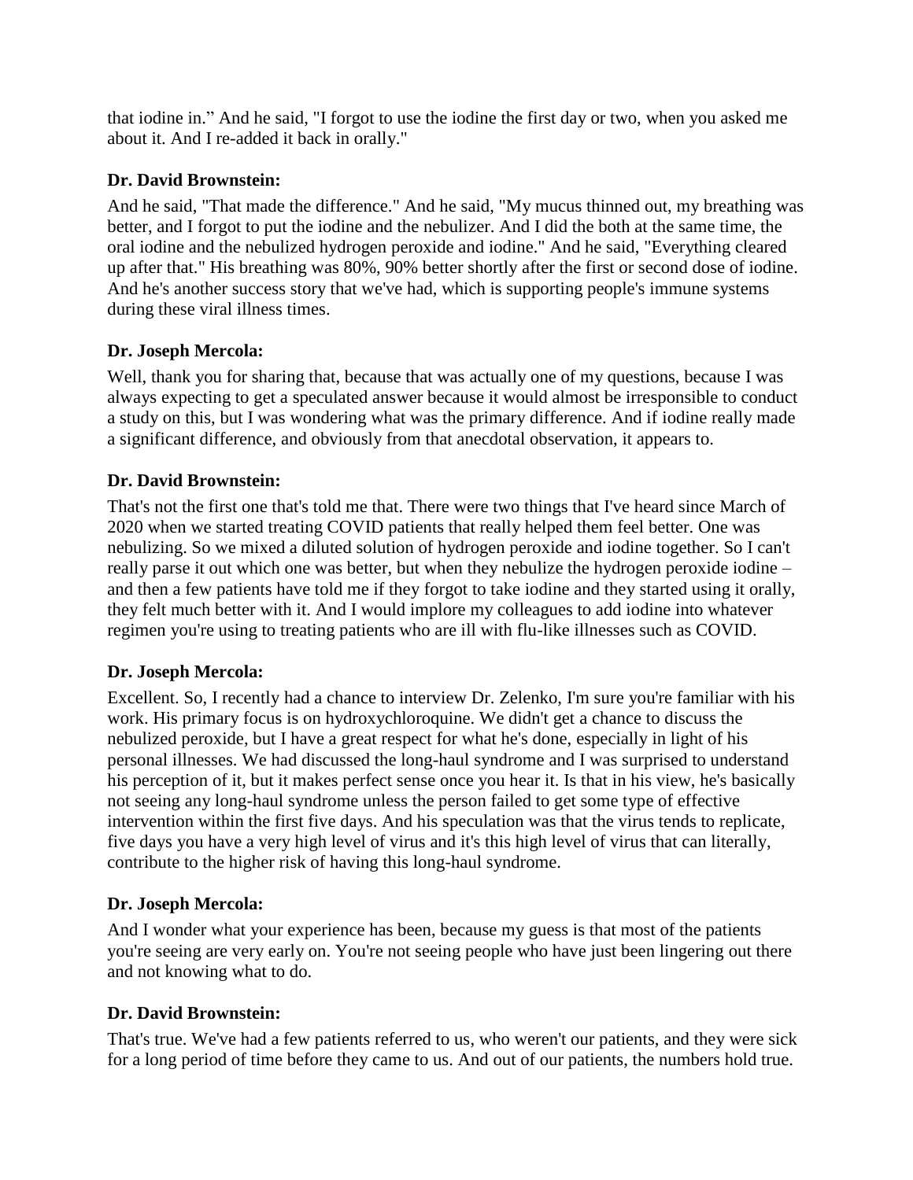that iodine in." And he said, "I forgot to use the iodine the first day or two, when you asked me about it. And I re-added it back in orally."

**Dr. David Brownstein:**

And he said, "That made the difference." And he said, "My mucus thinned out, my breathing was better, and I forgot to put the iodine and the nebulizer. And I did the both at the same time, the oral iodine and the nebulized hydrogen peroxide and iodine." And he said, "Everything cleared up after that." His breathing was 80%, 90% better shortly after the first or second dose of iodine. And he's another success story that we've had, which is supporting people's immune systems during these viral illness times.

**Dr. Joseph Mercola:**

Well, thank you for sharing that, because that was actually one of my questions, because I was always expecting to get a speculated answer because it would almost be irresponsible to conduct a study on this, but I was wondering what was the primary difference. And if iodine really made a significant difference, and obviously from that anecdotal observation, it appears to.

**Dr. David Brownstein:**

That's not the first one that's told me that. There were two things that I've heard since March of 2020 when we started treating COVID patients that really helped them feel better. One was nebulizing. So we mixed a diluted solution of hydrogen peroxide and iodine together. So I can't really parse it out which one was better, but when they nebulize the hydrogen peroxide iodine – and then a few patients have told me if they forgot to take iodine and they started using it orally, they felt much better with it. And I would implore my colleagues to add iodine into whatever regimen you're using to treating patients who are ill with flu-like illnesses such as COVID.

**Dr. Joseph Mercola:**

Excellent. So, I recently had a chance to interview Dr. Zelenko, I'm sure you're familiar with his work. His primary focus is on hydroxychloroquine. We didn't get a chance to discuss the nebulized peroxide, but I have a great respect for what he's done, especially in light of his personal illnesses. We had discussed the long-haul syndrome and I was surprised to understand his perception of it, but it makes perfect sense once you hear it. Is that in his view, he's basically not seeing any long-haul syndrome unless the person failed to get some type of effective intervention within the first five days. And his speculation was that the virus tends to replicate, five days you have a very high level of virus and it's this high level of virus that can literally, contribute to the higher risk of having this long-haul syndrome.

**Dr. Joseph Mercola:**

And I wonder what your experience has been, because my guess is that most of the patients you're seeing are very early on. You're not seeing people who have just been lingering out there and not knowing what to do.

**Dr. David Brownstein:**

That's true. We've had a few patients referred to us, who weren't our patients, and they were sick for a long period of time before they came to us. And out of our patients, the numbers hold true.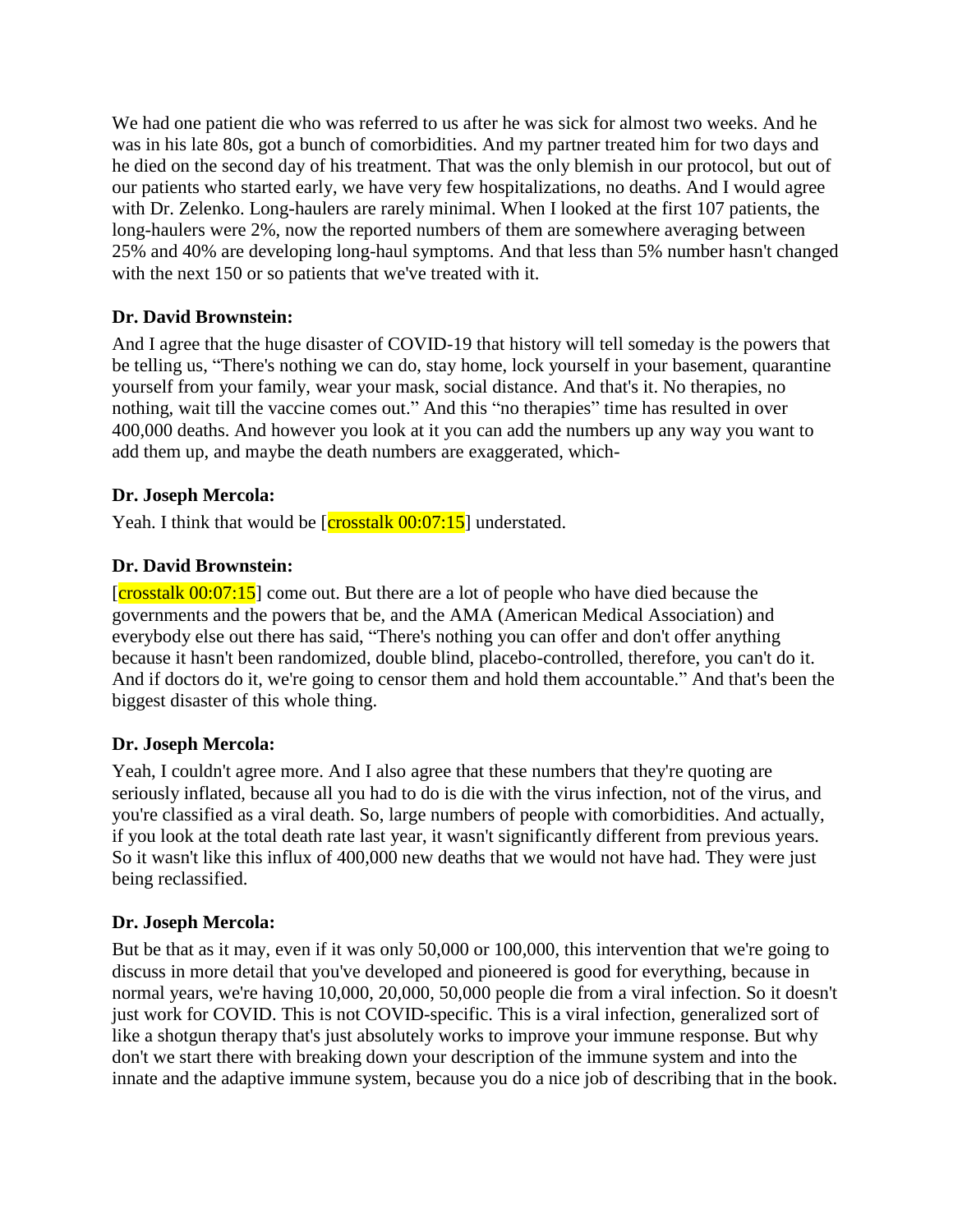We had one patient die who was referred to us after he was sick for almost two weeks. And he was in his late 80s, got a bunch of comorbidities. And my partner treated him for two days and he died on the second day of his treatment. That was the only blemish in our protocol, but out of our patients who started early, we have very few hospitalizations, no deaths. And I would agree with Dr. Zelenko. Long-haulers are rarely minimal. When I looked at the first 107 patients, the long-haulers were 2%, now the reported numbers of them are somewhere averaging between 25% and 40% are developing long-haul symptoms. And that less than 5% number hasn't changed with the next 150 or so patients that we've treated with it.

**Dr. David Brownstein:**

And I agree that the huge disaster of COVID-19 that history will tell someday is the powers that be telling us, "There's nothing we can do, stay home, lock yourself in your basement, quarantine yourself from your family, wear your mask, social distance. And that's it. No therapies, no nothing, wait till the vaccine comes out." And this "no therapies" time has resulted in over 400,000 deaths. And however you look at it you can add the numbers up any way you want to add them up, and maybe the death numbers are exaggerated, which-

**Dr. Joseph Mercola:**

Yeah. I think that would be [crosstalk 00:07:15] understated.

**Dr. David Brownstein:**

[crosstalk 00:07:15] come out. But there are a lot of people who have died because the governments and the powers that be, and the AMA (American Medical Association) and everybody else out there has said, "There's nothing you can offer and don't offer anything because it hasn't been randomized, double blind, placebo-controlled, therefore, you can't do it. And if doctors do it, we're going to censor them and hold them accountable." And that's been the biggest disaster of this whole thing.

**Dr. Joseph Mercola:**

Yeah, I couldn't agree more. And I also agree that these numbers that they're quoting are seriously inflated, because all you had to do is die with the virus infection, not of the virus, and you're classified as a viral death. So, large numbers of people with comorbidities. And actually, if you look at the total death rate last year, it wasn't significantly different from previous years. So it wasn't like this influx of 400,000 new deaths that we would not have had. They were just being reclassified.

**Dr. Joseph Mercola:**

But be that as it may, even if it was only 50,000 or 100,000, this intervention that we're going to discuss in more detail that you've developed and pioneered is good for everything, because in normal years, we're having 10,000, 20,000, 50,000 people die from a viral infection. So it doesn't just work for COVID. This is not COVID-specific. This is a viral infection, generalized sort of like a shotgun therapy that's just absolutely works to improve your immune response. But why don't we start there with breaking down your description of the immune system and into the innate and the adaptive immune system, because you do a nice job of describing that in the book.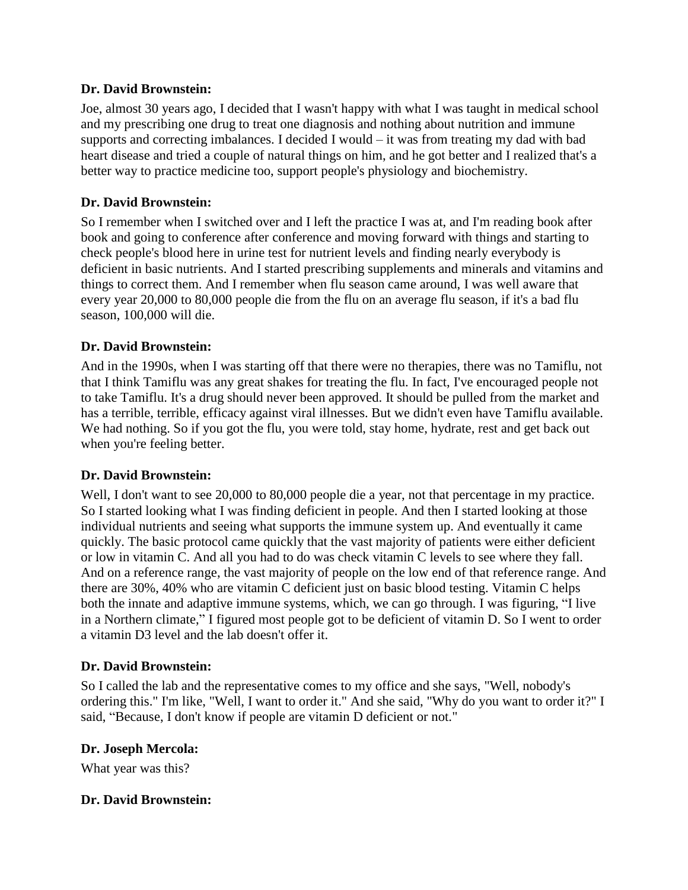**Dr. David Brownstein:**

Joe, almost 30 years ago, I decided that I wasn't happy with what I was taught in medical school and my prescribing one drug to treat one diagnosis and nothing about nutrition and immune supports and correcting imbalances. I decided I would – it was from treating my dad with bad heart disease and tried a couple of natural things on him, and he got better and I realized that's a better way to practice medicine too, support people's physiology and biochemistry.

**Dr. David Brownstein:**

So I remember when I switched over and I left the practice I was at, and I'm reading book after book and going to conference after conference and moving forward with things and starting to check people's blood here in urine test for nutrient levels and finding nearly everybody is deficient in basic nutrients. And I started prescribing supplements and minerals and vitamins and things to correct them. And I remember when flu season came around, I was well aware that every year 20,000 to 80,000 people die from the flu on an average flu season, if it's a bad flu season, 100,000 will die.

**Dr. David Brownstein:**

And in the 1990s, when I was starting off that there were no therapies, there was no Tamiflu, not that I think Tamiflu was any great shakes for treating the flu. In fact, I've encouraged people not to take Tamiflu. It's a drug should never been approved. It should be pulled from the market and has a terrible, terrible, efficacy against viral illnesses. But we didn't even have Tamiflu available. We had nothing. So if you got the flu, you were told, stay home, hydrate, rest and get back out when you're feeling better.

**Dr. David Brownstein:**

Well, I don't want to see 20,000 to 80,000 people die a year, not that percentage in my practice. So I started looking what I was finding deficient in people. And then I started looking at those individual nutrients and seeing what supports the immune system up. And eventually it came quickly. The basic protocol came quickly that the vast majority of patients were either deficient or low in vitamin C. And all you had to do was check vitamin C levels to see where they fall. And on a reference range, the vast majority of people on the low end of that reference range. And there are 30%, 40% who are vitamin C deficient just on basic blood testing. Vitamin C helps both the innate and adaptive immune systems, which, we can go through. I was figuring, "I live in a Northern climate," I figured most people got to be deficient of vitamin D. So I went to order a vitamin D3 level and the lab doesn't offer it.

**Dr. David Brownstein:**

So I called the lab and the representative comes to my office and she says, "Well, nobody's ordering this." I'm like, "Well, I want to order it." And she said, "Why do you want to order it?" I said, "Because, I don't know if people are vitamin D deficient or not."

**Dr. Joseph Mercola:**

What year was this?

**Dr. David Brownstein:**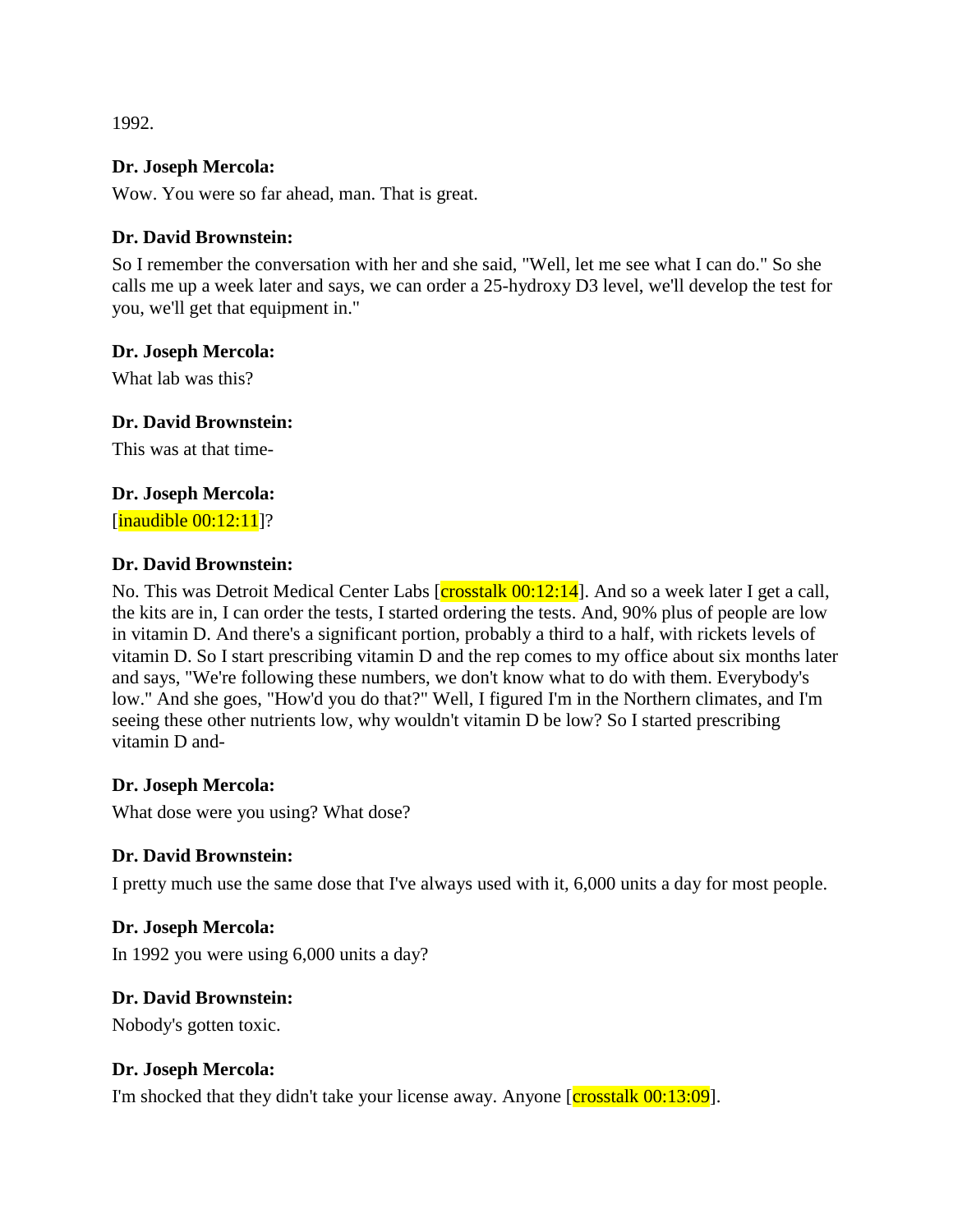1992.

**Dr. Joseph Mercola:**

Wow. You were so far ahead, man. That is great.

**Dr. David Brownstein:**

So I remember the conversation with her and she said, "Well, let me see what I can do." So she calls me up a week later and says, we can order a 25-hydroxy D3 level, we'll develop the test for you, we'll get that equipment in."

**Dr. Joseph Mercola:**

What lab was this?

**Dr. David Brownstein:**

This was at that time-

**Dr. Joseph Mercola:**

[inaudible 00:12:11]?

**Dr. David Brownstein:**

No. This was Detroit Medical Center Labs [crosstalk 00:12:14]. And so a week later I get a call, the kits are in, I can order the tests, I started ordering the tests. And, 90% plus of people are low in vitamin D. And there's a significant portion, probably a third to a half, with rickets levels of vitamin D. So I start prescribing vitamin D and the rep comes to my office about six months later and says, "We're following these numbers, we don't know what to do with them. Everybody's low." And she goes, "How'd you do that?" Well, I figured I'm in the Northern climates, and I'm seeing these other nutrients low, why wouldn't vitamin D be low? So I started prescribing vitamin D and-

**Dr. Joseph Mercola:**

What dose were you using? What dose?

**Dr. David Brownstein:**

I pretty much use the same dose that I've always used with it, 6,000 units a day for most people.

**Dr. Joseph Mercola:**

In 1992 you were using 6,000 units a day?

**Dr. David Brownstein:**

Nobody's gotten toxic.

**Dr. Joseph Mercola:**

I'm shocked that they didn't take your license away. Anyone [crosstalk 00:13:09].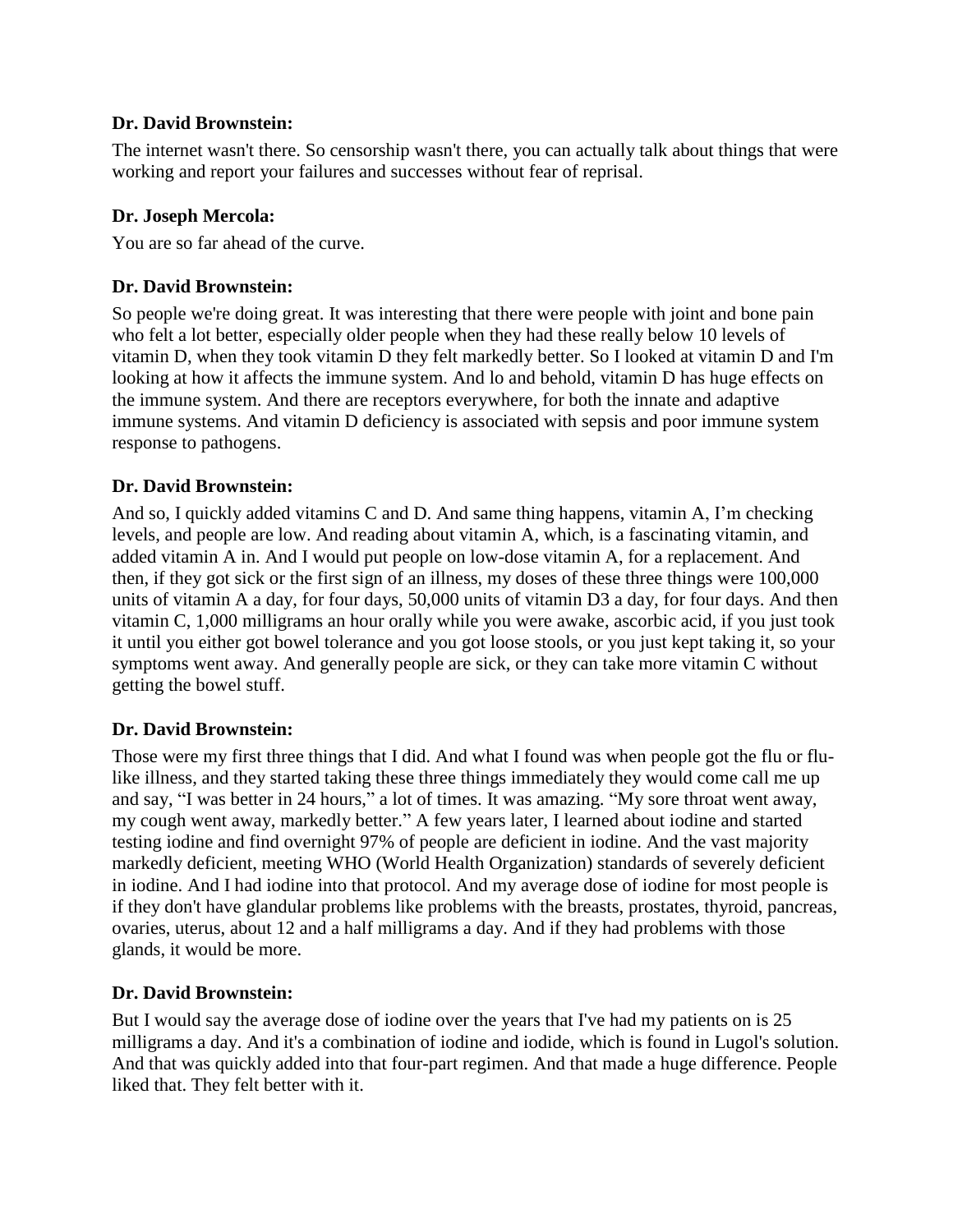**Dr. David Brownstein:**

The internet wasn't there. So censorship wasn't there, you can actually talk about things that were working and report your failures and successes without fear of reprisal.

**Dr. Joseph Mercola:**

You are so far ahead of the curve.

**Dr. David Brownstein:**

So people we're doing great. It was interesting that there were people with joint and bone pain who felt a lot better, especially older people when they had these really below 10 levels of vitamin D, when they took vitamin D they felt markedly better. So I looked at vitamin D and I'm looking at how it affects the immune system. And lo and behold, vitamin D has huge effects on the immune system. And there are receptors everywhere, for both the innate and adaptive immune systems. And vitamin D deficiency is associated with sepsis and poor immune system response to pathogens.

**Dr. David Brownstein:**

And so, I quickly added vitamins C and D. And same thing happens, vitamin A, I'm checking levels, and people are low. And reading about vitamin A, which, is a fascinating vitamin, and added vitamin A in. And I would put people on low-dose vitamin A, for a replacement. And then, if they got sick or the first sign of an illness, my doses of these three things were 100,000 units of vitamin A a day, for four days, 50,000 units of vitamin D3 a day, for four days. And then vitamin C, 1,000 milligrams an hour orally while you were awake, ascorbic acid, if you just took it until you either got bowel tolerance and you got loose stools, or you just kept taking it, so your symptoms went away. And generally people are sick, or they can take more vitamin C without getting the bowel stuff.

**Dr. David Brownstein:**

Those were my first three things that I did. And what I found was when people got the flu or flu-like illness, and they started taking these three things immediately they would come call me up and say, "I was better in 24 hours," a lot of times. It was amazing. "My sore throat went away, my cough went away, markedly better." A few years later, I learned about iodine and started testing iodine and find overnight 97% of people are deficient in iodine. And the vast majority markedly deficient, meeting WHO (World Health Organization) standards of severely deficient in iodine. And I had iodine into that protocol. And my average dose of iodine for most people is if they don't have glandular problems like problems with the breasts, prostates, thyroid, pancreas, ovaries, uterus, about 12 and a half milligrams a day. And if they had problems with those glands, it would be more.

**Dr. David Brownstein:**

But I would say the average dose of iodine over the years that I've had my patients on is 25 milligrams a day. And it's a combination of iodine and iodide, which is found in Lugol's solution. And that was quickly added into that four-part regimen. And that made a huge difference. People liked that. They felt better with it.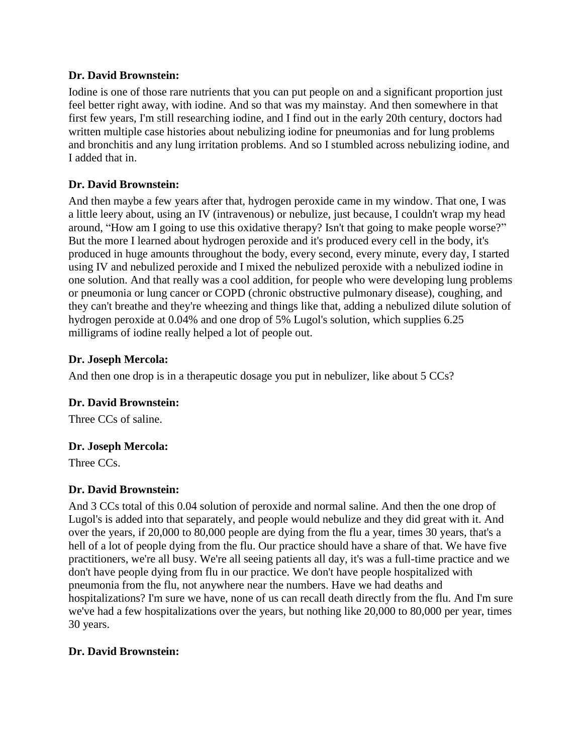**Dr. David Brownstein:**

Iodine is one of those rare nutrients that you can put people on and a significant proportion just feel better right away, with iodine. And so that was my mainstay. And then somewhere in that first few years, I'm still researching iodine, and I find out in the early 20th century, doctors had written multiple case histories about nebulizing iodine for pneumonias and for lung problems and bronchitis and any lung irritation problems. And so I stumbled across nebulizing iodine, and I added that in.

**Dr. David Brownstein:**

And then maybe a few years after that, hydrogen peroxide came in my window. That one, I was a little leery about, using an IV (intravenous) or nebulize, just because, I couldn't wrap my head around, "How am I going to use this oxidative therapy? Isn't that going to make people worse?" But the more I learned about hydrogen peroxide and it's produced every cell in the body, it's produced in huge amounts throughout the body, every second, every minute, every day, I started using IV and nebulized peroxide and I mixed the nebulized peroxide with a nebulized iodine in one solution. And that really was a cool addition, for people who were developing lung problems or pneumonia or lung cancer or COPD (chronic obstructive pulmonary disease), coughing, and they can't breathe and they're wheezing and things like that, adding a nebulized dilute solution of hydrogen peroxide at 0.04% and one drop of 5% Lugol's solution, which supplies 6.25 milligrams of iodine really helped a lot of people out.

**Dr. Joseph Mercola:**

And then one drop is in a therapeutic dosage you put in nebulizer, like about 5 CCs?

**Dr. David Brownstein:**

Three CCs of saline.

**Dr. Joseph Mercola:**

Three CCs.

**Dr. David Brownstein:**

And 3 CCs total of this 0.04 solution of peroxide and normal saline. And then the one drop of Lugol's is added into that separately, and people would nebulize and they did great with it. And over the years, if 20,000 to 80,000 people are dying from the flu a year, times 30 years, that's a hell of a lot of people dying from the flu. Our practice should have a share of that. We have five practitioners, we're all busy. We're all seeing patients all day, it's was a full-time practice and we don't have people dying from flu in our practice. We don't have people hospitalized with pneumonia from the flu, not anywhere near the numbers. Have we had deaths and hospitalizations? I'm sure we have, none of us can recall death directly from the flu. And I'm sure we've had a few hospitalizations over the years, but nothing like 20,000 to 80,000 per year, times 30 years.

**Dr. David Brownstein:**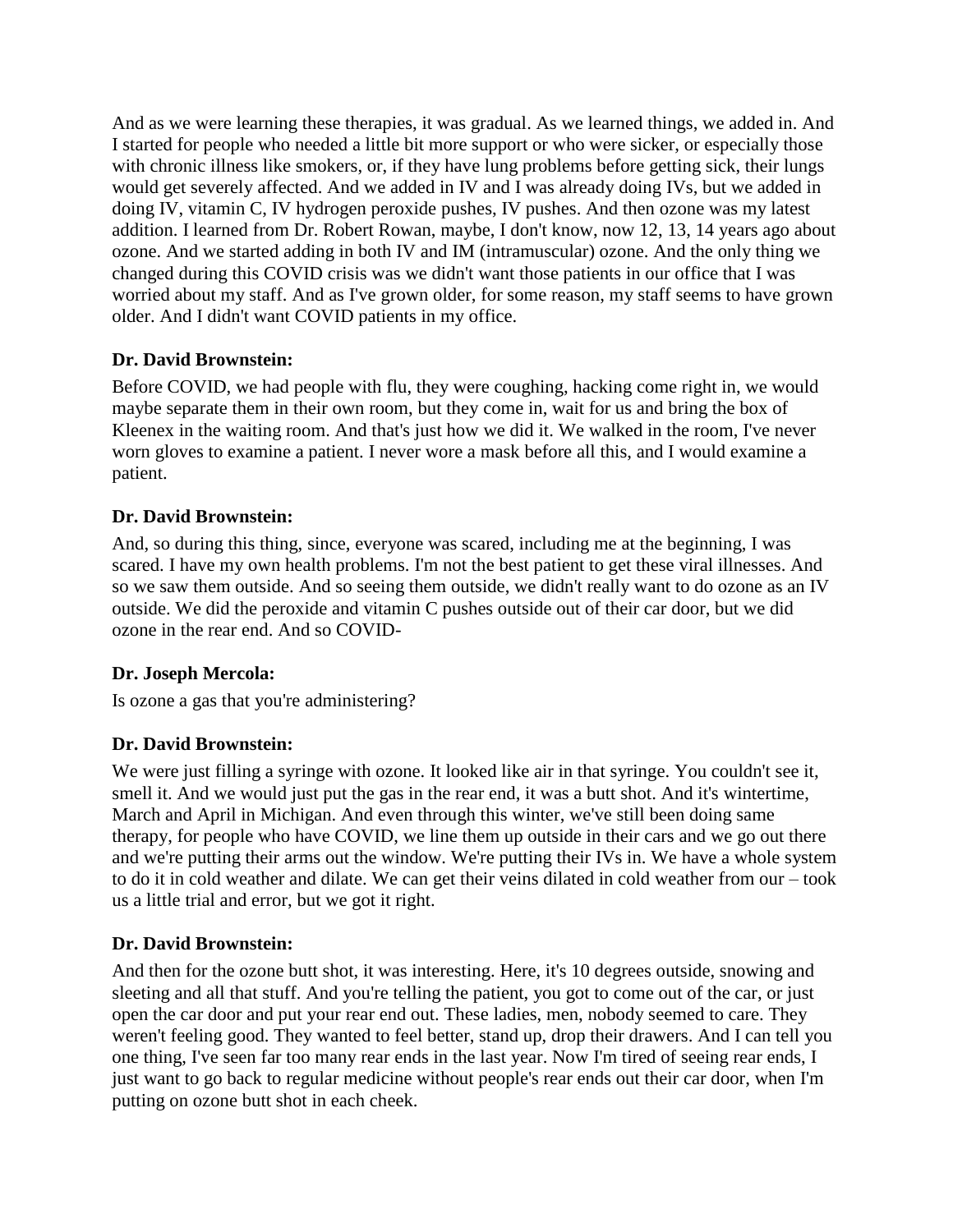And as we were learning these therapies, it was gradual. As we learned things, we added in. And I started for people who needed a little bit more support or who were sicker, or especially those with chronic illness like smokers, or, if they have lung problems before getting sick, their lungs would get severely affected. And we added in IV and I was already doing IVs, but we added in doing IV, vitamin C, IV hydrogen peroxide pushes, IV pushes. And then ozone was my latest addition. I learned from Dr. Robert Rowan, maybe, I don't know, now 12, 13, 14 years ago about ozone. And we started adding in both IV and IM (intramuscular) ozone. And the only thing we changed during this COVID crisis was we didn't want those patients in our office that I was worried about my staff. And as I've grown older, for some reason, my staff seems to have grown older. And I didn't want COVID patients in my office.

**Dr. David Brownstein:**

Before COVID, we had people with flu, they were coughing, hacking come right in, we would maybe separate them in their own room, but they come in, wait for us and bring the box of Kleenex in the waiting room. And that's just how we did it. We walked in the room, I've never worn gloves to examine a patient. I never wore a mask before all this, and I would examine a patient.

**Dr. David Brownstein:**

And, so during this thing, since, everyone was scared, including me at the beginning, I was scared. I have my own health problems. I'm not the best patient to get these viral illnesses. And so we saw them outside. And so seeing them outside, we didn't really want to do ozone as an IV outside. We did the peroxide and vitamin C pushes outside out of their car door, but we did ozone in the rear end. And so COVID-

**Dr. Joseph Mercola:**

Is ozone a gas that you're administering?

**Dr. David Brownstein:**

We were just filling a syringe with ozone. It looked like air in that syringe. You couldn't see it, smell it. And we would just put the gas in the rear end, it was a butt shot. And it's wintertime, March and April in Michigan. And even through this winter, we've still been doing same therapy, for people who have COVID, we line them up outside in their cars and we go out there and we're putting their arms out the window. We're putting their IVs in. We have a whole system to do it in cold weather and dilate. We can get their veins dilated in cold weather from our – took us a little trial and error, but we got it right.

**Dr. David Brownstein:**

And then for the ozone butt shot, it was interesting. Here, it's 10 degrees outside, snowing and sleeting and all that stuff. And you're telling the patient, you got to come out of the car, or just open the car door and put your rear end out. These ladies, men, nobody seemed to care. They weren't feeling good. They wanted to feel better, stand up, drop their drawers. And I can tell you one thing, I've seen far too many rear ends in the last year. Now I'm tired of seeing rear ends, I just want to go back to regular medicine without people's rear ends out their car door, when I'm putting on ozone butt shot in each cheek.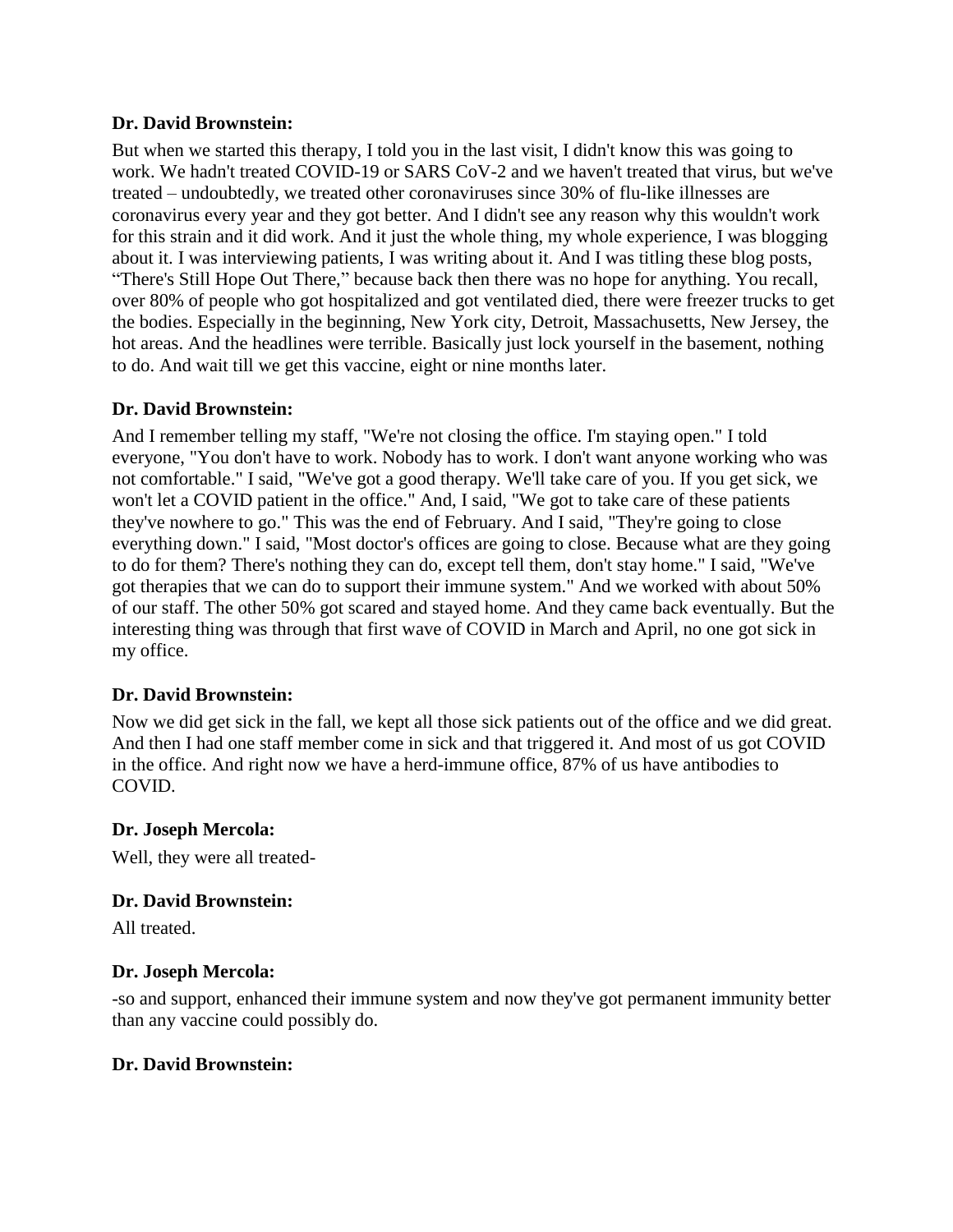**Dr. David Brownstein:**

But when we started this therapy, I told you in the last visit, I didn't know this was going to work. We hadn't treated COVID-19 or SARS CoV-2 and we haven't treated that virus, but we've treated – undoubtedly, we treated other coronaviruses since 30% of flu-like illnesses are coronavirus every year and they got better. And I didn't see any reason why this wouldn't work for this strain and it did work. And it just the whole thing, my whole experience, I was blogging about it. I was interviewing patients, I was writing about it. And I was titling these blog posts, "There's Still Hope Out There," because back then there was no hope for anything. You recall, over 80% of people who got hospitalized and got ventilated died, there were freezer trucks to get the bodies. Especially in the beginning, New York city, Detroit, Massachusetts, New Jersey, the hot areas. And the headlines were terrible. Basically just lock yourself in the basement, nothing to do. And wait till we get this vaccine, eight or nine months later.

**Dr. David Brownstein:**

And I remember telling my staff, "We're not closing the office. I'm staying open." I told everyone, "You don't have to work. Nobody has to work. I don't want anyone working who was not comfortable." I said, "We've got a good therapy. We'll take care of you. If you get sick, we won't let a COVID patient in the office." And, I said, "We got to take care of these patients they've nowhere to go." This was the end of February. And I said, "They're going to close everything down." I said, "Most doctor's offices are going to close. Because what are they going to do for them? There's nothing they can do, except tell them, don't stay home." I said, "We've got therapies that we can do to support their immune system." And we worked with about 50% of our staff. The other 50% got scared and stayed home. And they came back eventually. But the interesting thing was through that first wave of COVID in March and April, no one got sick in my office.

**Dr. David Brownstein:**

Now we did get sick in the fall, we kept all those sick patients out of the office and we did great. And then I had one staff member come in sick and that triggered it. And most of us got COVID in the office. And right now we have a herd-immune office, 87% of us have antibodies to COVID.

**Dr. Joseph Mercola:**

Well, they were all treated-

**Dr. David Brownstein:**

All treated.

**Dr. Joseph Mercola:**

-so and support, enhanced their immune system and now they've got permanent immunity better than any vaccine could possibly do.

**Dr. David Brownstein:**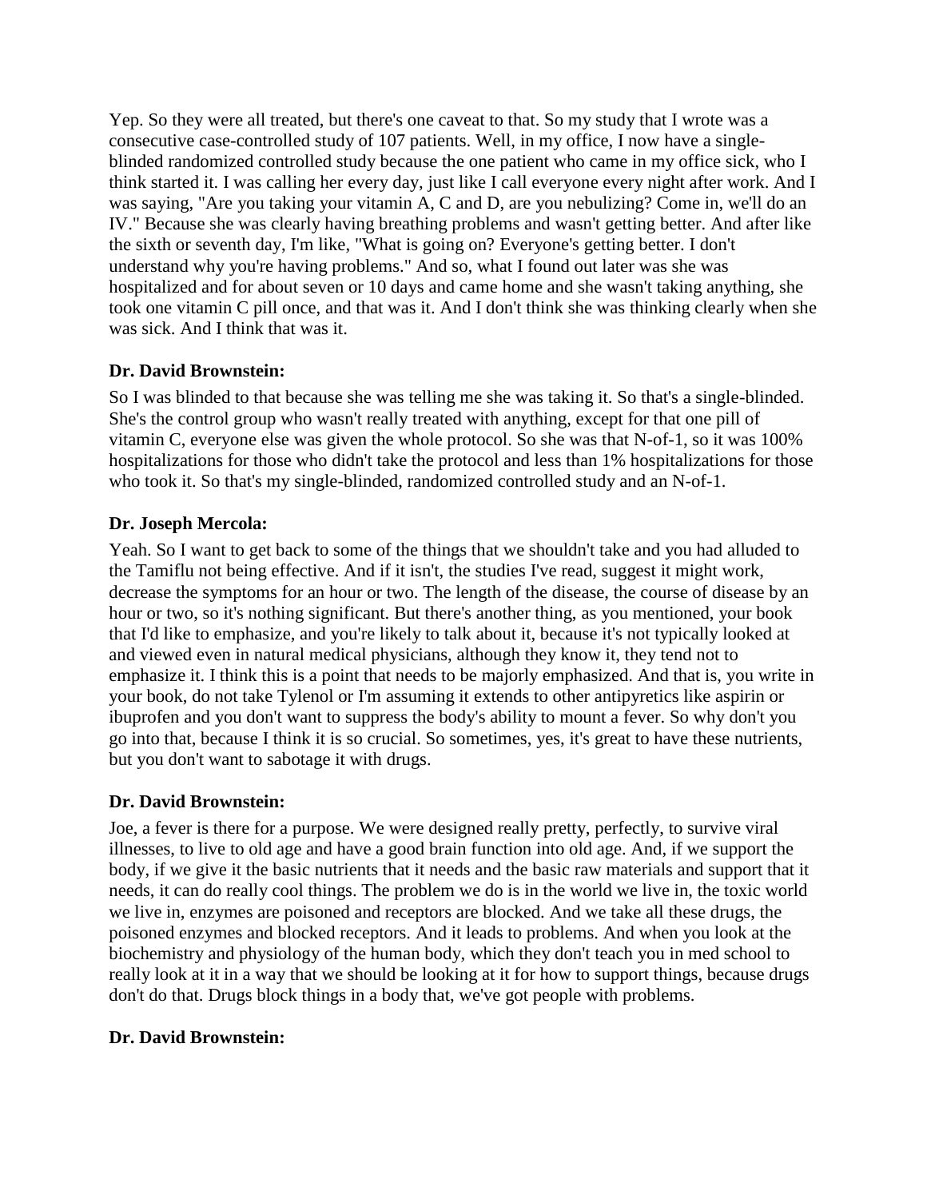Yep. So they were all treated, but there's one caveat to that. So my study that I wrote was a consecutive case-controlled study of 107 patients. Well, in my office, I now have a single-blinded randomized controlled study because the one patient who came in my office sick, who I think started it. I was calling her every day, just like I call everyone every night after work. And I was saying, "Are you taking your vitamin A, C and D, are you nebulizing? Come in, we'll do an IV." Because she was clearly having breathing problems and wasn't getting better. And after like the sixth or seventh day, I'm like, "What is going on? Everyone's getting better. I don't understand why you're having problems." And so, what I found out later was she was hospitalized and for about seven or 10 days and came home and she wasn't taking anything, she took one vitamin C pill once, and that was it. And I don't think she was thinking clearly when she was sick. And I think that was it.

**Dr. David Brownstein:**

So I was blinded to that because she was telling me she was taking it. So that's a single-blinded. She's the control group who wasn't really treated with anything, except for that one pill of vitamin C, everyone else was given the whole protocol. So she was that N-of-1, so it was 100% hospitalizations for those who didn't take the protocol and less than 1% hospitalizations for those who took it. So that's my single-blinded, randomized controlled study and an N-of-1.

**Dr. Joseph Mercola:**

Yeah. So I want to get back to some of the things that we shouldn't take and you had alluded to the Tamiflu not being effective. And if it isn't, the studies I've read, suggest it might work, decrease the symptoms for an hour or two. The length of the disease, the course of disease by an hour or two, so it's nothing significant. But there's another thing, as you mentioned, your book that I'd like to emphasize, and you're likely to talk about it, because it's not typically looked at and viewed even in natural medical physicians, although they know it, they tend not to emphasize it. I think this is a point that needs to be majorly emphasized. And that is, you write in your book, do not take Tylenol or I'm assuming it extends to other antipyretics like aspirin or ibuprofen and you don't want to suppress the body's ability to mount a fever. So why don't you go into that, because I think it is so crucial. So sometimes, yes, it's great to have these nutrients, but you don't want to sabotage it with drugs.

**Dr. David Brownstein:**

Joe, a fever is there for a purpose. We were designed really pretty, perfectly, to survive viral illnesses, to live to old age and have a good brain function into old age. And, if we support the body, if we give it the basic nutrients that it needs and the basic raw materials and support that it needs, it can do really cool things. The problem we do is in the world we live in, the toxic world we live in, enzymes are poisoned and receptors are blocked. And we take all these drugs, the poisoned enzymes and blocked receptors. And it leads to problems. And when you look at the biochemistry and physiology of the human body, which they don't teach you in med school to really look at it in a way that we should be looking at it for how to support things, because drugs don't do that. Drugs block things in a body that, we've got people with problems.

**Dr. David Brownstein:**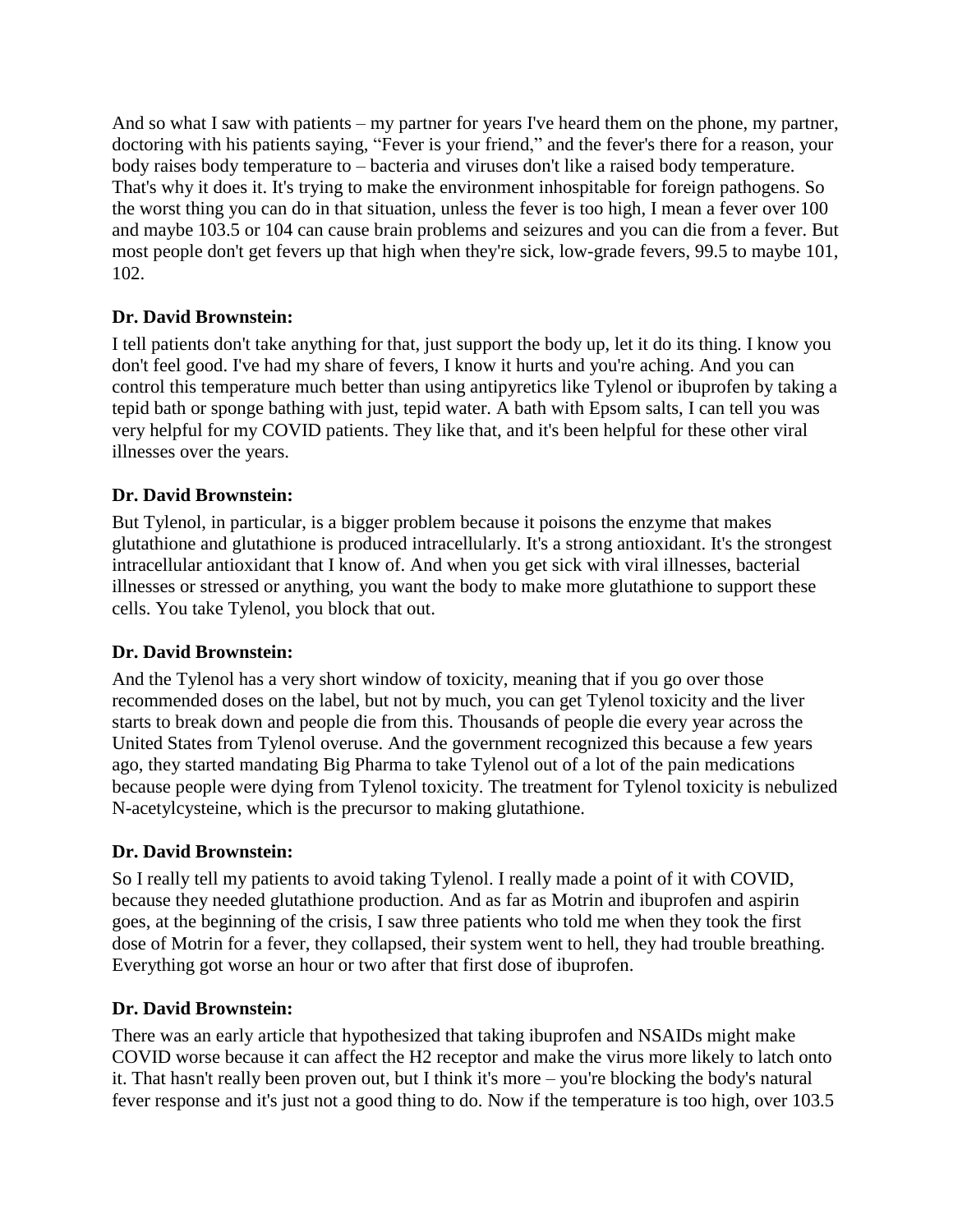And so what I saw with patients – my partner for years I've heard them on the phone, my partner, doctoring with his patients saying, "Fever is your friend," and the fever's there for a reason, your body raises body temperature to – bacteria and viruses don't like a raised body temperature. That's why it does it. It's trying to make the environment inhospitable for foreign pathogens. So the worst thing you can do in that situation, unless the fever is too high, I mean a fever over 100 and maybe 103.5 or 104 can cause brain problems and seizures and you can die from a fever. But most people don't get fevers up that high when they're sick, low-grade fevers, 99.5 to maybe 101, 102.

**Dr. David Brownstein:**

I tell patients don't take anything for that, just support the body up, let it do its thing. I know you don't feel good. I've had my share of fevers, I know it hurts and you're aching. And you can control this temperature much better than using antipyretics like Tylenol or ibuprofen by taking a tepid bath or sponge bathing with just, tepid water. A bath with Epsom salts, I can tell you was very helpful for my COVID patients. They like that, and it's been helpful for these other viral illnesses over the years.

**Dr. David Brownstein:**

But Tylenol, in particular, is a bigger problem because it poisons the enzyme that makes glutathione and glutathione is produced intracellularly. It's a strong antioxidant. It's the strongest intracellular antioxidant that I know of. And when you get sick with viral illnesses, bacterial illnesses or stressed or anything, you want the body to make more glutathione to support these cells. You take Tylenol, you block that out.

**Dr. David Brownstein:**

And the Tylenol has a very short window of toxicity, meaning that if you go over those recommended doses on the label, but not by much, you can get Tylenol toxicity and the liver starts to break down and people die from this. Thousands of people die every year across the United States from Tylenol overuse. And the government recognized this because a few years ago, they started mandating Big Pharma to take Tylenol out of a lot of the pain medications because people were dying from Tylenol toxicity. The treatment for Tylenol toxicity is nebulized N-acetylcysteine, which is the precursor to making glutathione.

**Dr. David Brownstein:**

So I really tell my patients to avoid taking Tylenol. I really made a point of it with COVID, because they needed glutathione production. And as far as Motrin and ibuprofen and aspirin goes, at the beginning of the crisis, I saw three patients who told me when they took the first dose of Motrin for a fever, they collapsed, their system went to hell, they had trouble breathing. Everything got worse an hour or two after that first dose of ibuprofen.

**Dr. David Brownstein:**

There was an early article that hypothesized that taking ibuprofen and NSAIDs might make COVID worse because it can affect the H2 receptor and make the virus more likely to latch onto it. That hasn't really been proven out, but I think it's more – you're blocking the body's natural fever response and it's just not a good thing to do. Now if the temperature is too high, over 103.5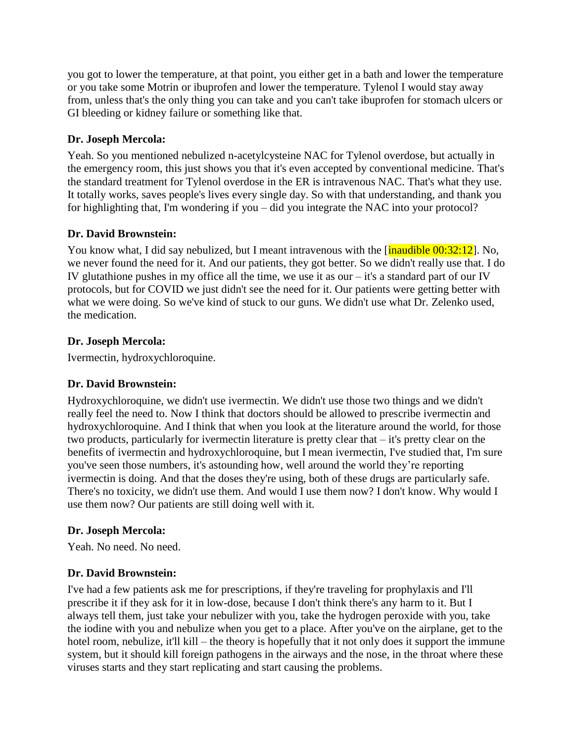you got to lower the temperature, at that point, you either get in a bath and lower the temperature or you take some Motrin or ibuprofen and lower the temperature. Tylenol I would stay away from, unless that's the only thing you can take and you can't take ibuprofen for stomach ulcers or GI bleeding or kidney failure or something like that.

**Dr. Joseph Mercola:**

Yeah. So you mentioned nebulized n-acetylcysteine NAC for Tylenol overdose, but actually in the emergency room, this just shows you that it's even accepted by conventional medicine. That's the standard treatment for Tylenol overdose in the ER is intravenous NAC. That's what they use. It totally works, saves people's lives every single day. So with that understanding, and thank you for highlighting that, I'm wondering if you – did you integrate the NAC into your protocol?

**Dr. David Brownstein:**

You know what, I did say nebulized, but I meant intravenous with the [inaudible 00:32:12]. No, we never found the need for it. And our patients, they got better. So we didn't really use that. I do IV glutathione pushes in my office all the time, we use it as our – it's a standard part of our IV protocols, but for COVID we just didn't see the need for it. Our patients were getting better with what we were doing. So we've kind of stuck to our guns. We didn't use what Dr. Zelenko used, the medication.

**Dr. Joseph Mercola:**

Ivermectin, hydroxychloroquine.

**Dr. David Brownstein:**

Hydroxychloroquine, we didn't use ivermectin. We didn't use those two things and we didn't really feel the need to. Now I think that doctors should be allowed to prescribe ivermectin and hydroxychloroquine. And I think that when you look at the literature around the world, for those two products, particularly for ivermectin literature is pretty clear that – it's pretty clear on the benefits of ivermectin and hydroxychloroquine, but I mean ivermectin, I've studied that, I'm sure you've seen those numbers, it's astounding how, well around the world they're reporting ivermectin is doing. And that the doses they're using, both of these drugs are particularly safe. There's no toxicity, we didn't use them. And would I use them now? I don't know. Why would I use them now? Our patients are still doing well with it.

**Dr. Joseph Mercola:**

Yeah. No need. No need.

**Dr. David Brownstein:**

I've had a few patients ask me for prescriptions, if they're traveling for prophylaxis and I'll prescribe it if they ask for it in low-dose, because I don't think there's any harm to it. But I always tell them, just take your nebulizer with you, take the hydrogen peroxide with you, take the iodine with you and nebulize when you get to a place. After you've on the airplane, get to the hotel room, nebulize, it'll kill – the theory is hopefully that it not only does it support the immune system, but it should kill foreign pathogens in the airways and the nose, in the throat where these viruses starts and they start replicating and start causing the problems.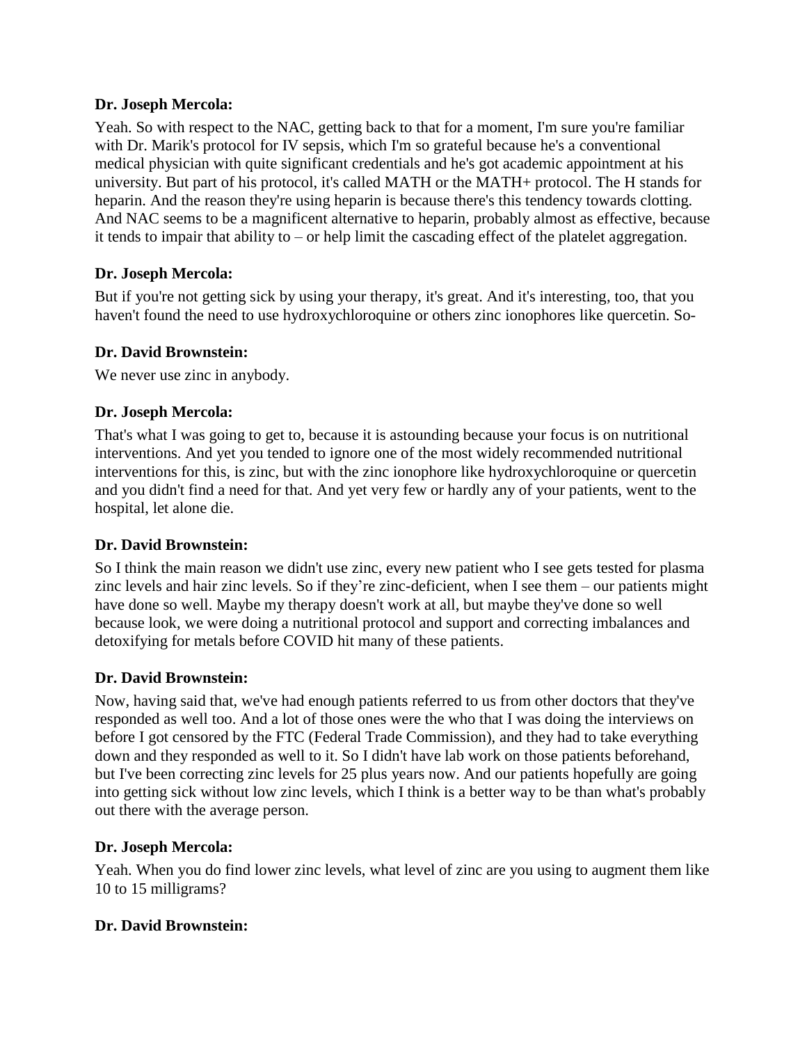**Dr. Joseph Mercola:**

Yeah. So with respect to the NAC, getting back to that for a moment, I'm sure you're familiar with Dr. Marik's protocol for IV sepsis, which I'm so grateful because he's a conventional medical physician with quite significant credentials and he's got academic appointment at his university. But part of his protocol, it's called MATH or the MATH+ protocol. The H stands for heparin. And the reason they're using heparin is because there's this tendency towards clotting. And NAC seems to be a magnificent alternative to heparin, probably almost as effective, because it tends to impair that ability to – or help limit the cascading effect of the platelet aggregation.

**Dr. Joseph Mercola:**

But if you're not getting sick by using your therapy, it's great. And it's interesting, too, that you haven't found the need to use hydroxychloroquine or others zinc ionophores like quercetin. So-

**Dr. David Brownstein:**

We never use zinc in anybody.

**Dr. Joseph Mercola:**

That's what I was going to get to, because it is astounding because your focus is on nutritional interventions. And yet you tended to ignore one of the most widely recommended nutritional interventions for this, is zinc, but with the zinc ionophore like hydroxychloroquine or quercetin and you didn't find a need for that. And yet very few or hardly any of your patients, went to the hospital, let alone die.

**Dr. David Brownstein:**

So I think the main reason we didn't use zinc, every new patient who I see gets tested for plasma zinc levels and hair zinc levels. So if they're zinc-deficient, when I see them – our patients might have done so well. Maybe my therapy doesn't work at all, but maybe they've done so well because look, we were doing a nutritional protocol and support and correcting imbalances and detoxifying for metals before COVID hit many of these patients.

**Dr. David Brownstein:**

Now, having said that, we've had enough patients referred to us from other doctors that they've responded as well too. And a lot of those ones were the who that I was doing the interviews on before I got censored by the FTC (Federal Trade Commission), and they had to take everything down and they responded as well to it. So I didn't have lab work on those patients beforehand, but I've been correcting zinc levels for 25 plus years now. And our patients hopefully are going into getting sick without low zinc levels, which I think is a better way to be than what's probably out there with the average person.

**Dr. Joseph Mercola:**

Yeah. When you do find lower zinc levels, what level of zinc are you using to augment them like 10 to 15 milligrams?

**Dr. David Brownstein:**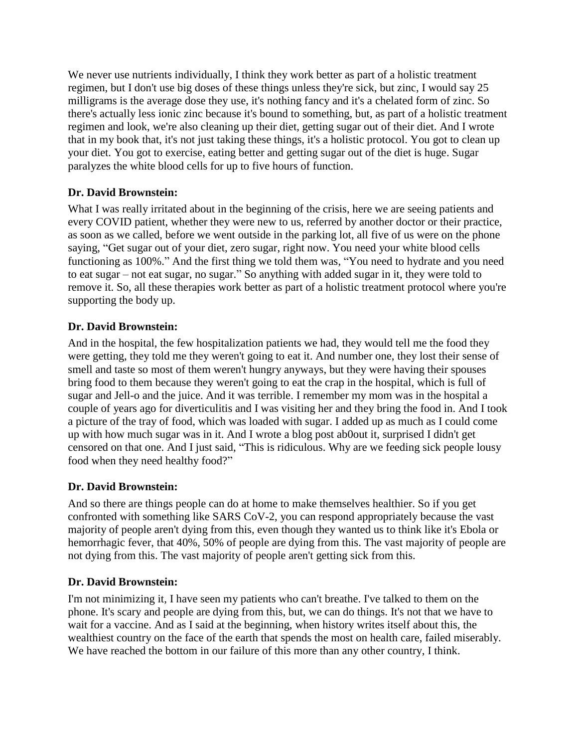We never use nutrients individually, I think they work better as part of a holistic treatment regimen, but I don't use big doses of these things unless they're sick, but zinc, I would say 25 milligrams is the average dose they use, it's nothing fancy and it's a chelated form of zinc. So there's actually less ionic zinc because it's bound to something, but, as part of a holistic treatment regimen and look, we're also cleaning up their diet, getting sugar out of their diet. And I wrote that in my book that, it's not just taking these things, it's a holistic protocol. You got to clean up your diet. You got to exercise, eating better and getting sugar out of the diet is huge. Sugar paralyzes the white blood cells for up to five hours of function.

**Dr. David Brownstein:**

What I was really irritated about in the beginning of the crisis, here we are seeing patients and every COVID patient, whether they were new to us, referred by another doctor or their practice, as soon as we called, before we went outside in the parking lot, all five of us were on the phone saying, "Get sugar out of your diet, zero sugar, right now. You need your white blood cells functioning as 100%." And the first thing we told them was, "You need to hydrate and you need to eat sugar – not eat sugar, no sugar." So anything with added sugar in it, they were told to remove it. So, all these therapies work better as part of a holistic treatment protocol where you're supporting the body up.

**Dr. David Brownstein:**

And in the hospital, the few hospitalization patients we had, they would tell me the food they were getting, they told me they weren't going to eat it. And number one, they lost their sense of smell and taste so most of them weren't hungry anyways, but they were having their spouses bring food to them because they weren't going to eat the crap in the hospital, which is full of sugar and Jell-o and the juice. And it was terrible. I remember my mom was in the hospital a couple of years ago for diverticulitis and I was visiting her and they bring the food in. And I took a picture of the tray of food, which was loaded with sugar. I added up as much as I could come up with how much sugar was in it. And I wrote a blog post ab0out it, surprised I didn't get censored on that one. And I just said, "This is ridiculous. Why are we feeding sick people lousy food when they need healthy food?"

**Dr. David Brownstein:**

And so there are things people can do at home to make themselves healthier. So if you get confronted with something like SARS CoV-2, you can respond appropriately because the vast majority of people aren't dying from this, even though they wanted us to think like it's Ebola or hemorrhagic fever, that 40%, 50% of people are dying from this. The vast majority of people are not dying from this. The vast majority of people aren't getting sick from this.

**Dr. David Brownstein:**

I'm not minimizing it, I have seen my patients who can't breathe. I've talked to them on the phone. It's scary and people are dying from this, but, we can do things. It's not that we have to wait for a vaccine. And as I said at the beginning, when history writes itself about this, the wealthiest country on the face of the earth that spends the most on health care, failed miserably. We have reached the bottom in our failure of this more than any other country, I think.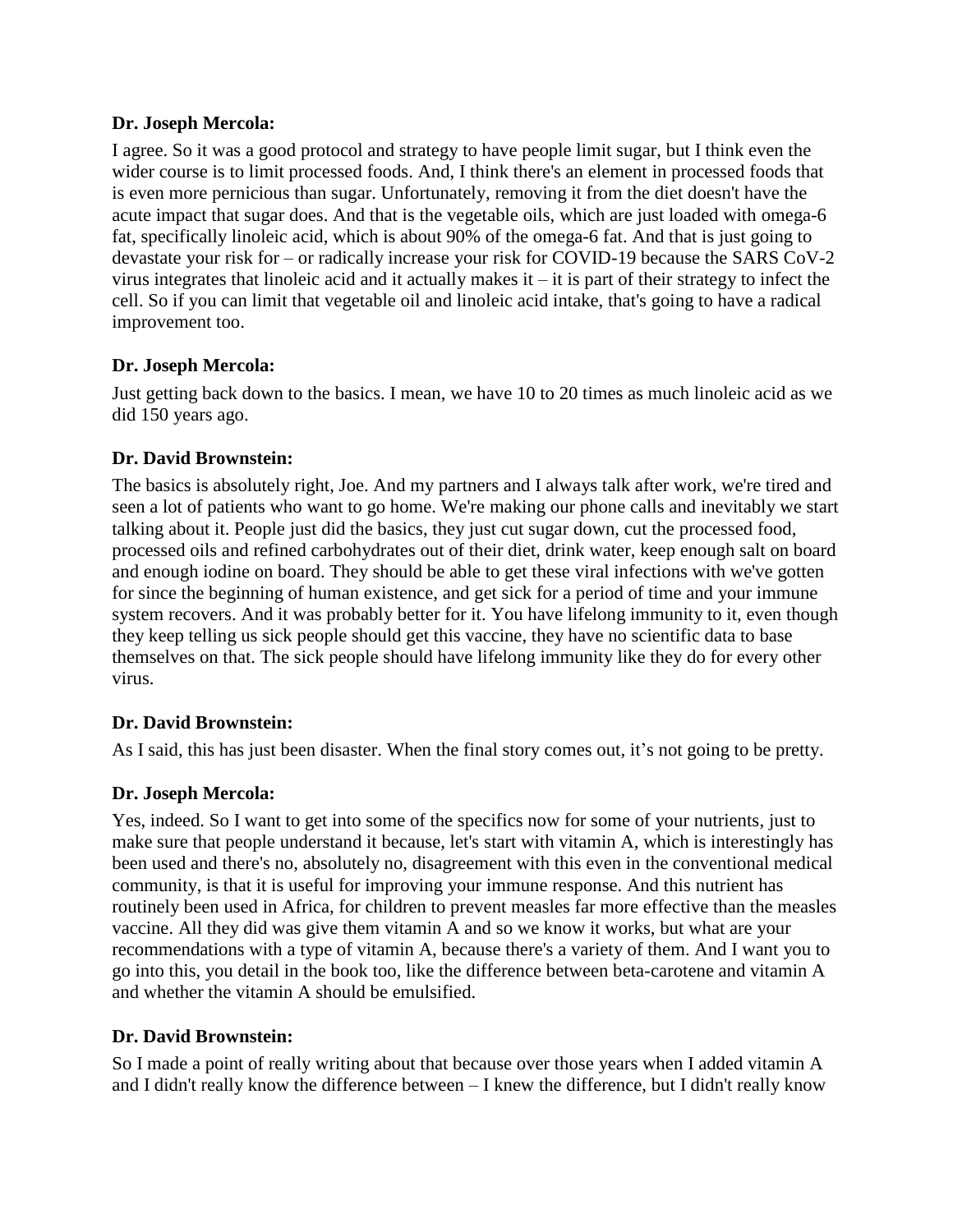**Dr. Joseph Mercola:**

I agree. So it was a good protocol and strategy to have people limit sugar, but I think even the wider course is to limit processed foods. And, I think there's an element in processed foods that is even more pernicious than sugar. Unfortunately, removing it from the diet doesn't have the acute impact that sugar does. And that is the vegetable oils, which are just loaded with omega-6 fat, specifically linoleic acid, which is about 90% of the omega-6 fat. And that is just going to devastate your risk for – or radically increase your risk for COVID-19 because the SARS CoV-2 virus integrates that linoleic acid and it actually makes it – it is part of their strategy to infect the cell. So if you can limit that vegetable oil and linoleic acid intake, that's going to have a radical improvement too.

**Dr. Joseph Mercola:**

Just getting back down to the basics. I mean, we have 10 to 20 times as much linoleic acid as we did 150 years ago.

**Dr. David Brownstein:**

The basics is absolutely right, Joe. And my partners and I always talk after work, we're tired and seen a lot of patients who want to go home. We're making our phone calls and inevitably we start talking about it. People just did the basics, they just cut sugar down, cut the processed food, processed oils and refined carbohydrates out of their diet, drink water, keep enough salt on board and enough iodine on board. They should be able to get these viral infections with we've gotten for since the beginning of human existence, and get sick for a period of time and your immune system recovers. And it was probably better for it. You have lifelong immunity to it, even though they keep telling us sick people should get this vaccine, they have no scientific data to base themselves on that. The sick people should have lifelong immunity like they do for every other virus.

**Dr. David Brownstein:**

As I said, this has just been disaster. When the final story comes out, it's not going to be pretty.

**Dr. Joseph Mercola:**

Yes, indeed. So I want to get into some of the specifics now for some of your nutrients, just to make sure that people understand it because, let's start with vitamin A, which is interestingly has been used and there's no, absolutely no, disagreement with this even in the conventional medical community, is that it is useful for improving your immune response. And this nutrient has routinely been used in Africa, for children to prevent measles far more effective than the measles vaccine. All they did was give them vitamin A and so we know it works, but what are your recommendations with a type of vitamin A, because there's a variety of them. And I want you to go into this, you detail in the book too, like the difference between beta-carotene and vitamin A and whether the vitamin A should be emulsified.

**Dr. David Brownstein:**

So I made a point of really writing about that because over those years when I added vitamin A and I didn't really know the difference between – I knew the difference, but I didn't really know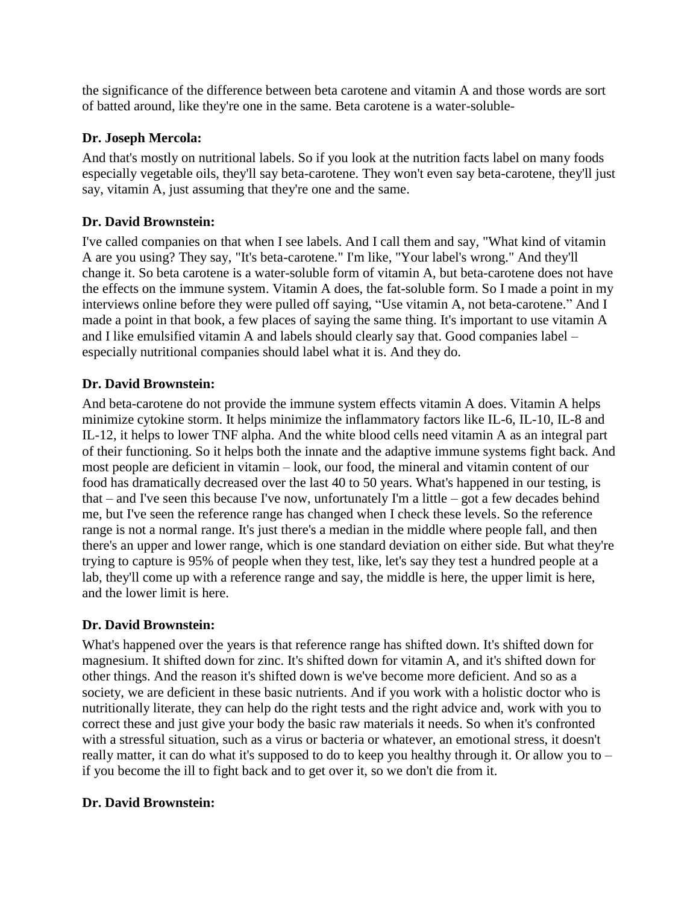the significance of the difference between beta carotene and vitamin A and those words are sort of batted around, like they're one in the same. Beta carotene is a water-soluble-

**Dr. Joseph Mercola:**

And that's mostly on nutritional labels. So if you look at the nutrition facts label on many foods especially vegetable oils, they'll say beta-carotene. They won't even say beta-carotene, they'll just say, vitamin A, just assuming that they're one and the same.

**Dr. David Brownstein:**

I've called companies on that when I see labels. And I call them and say, "What kind of vitamin A are you using? They say, "It's beta-carotene." I'm like, "Your label's wrong." And they'll change it. So beta carotene is a water-soluble form of vitamin A, but beta-carotene does not have the effects on the immune system. Vitamin A does, the fat-soluble form. So I made a point in my interviews online before they were pulled off saying, "Use vitamin A, not beta-carotene." And I made a point in that book, a few places of saying the same thing. It's important to use vitamin A and I like emulsified vitamin A and labels should clearly say that. Good companies label – especially nutritional companies should label what it is. And they do.

**Dr. David Brownstein:**

And beta-carotene do not provide the immune system effects vitamin A does. Vitamin A helps minimize cytokine storm. It helps minimize the inflammatory factors like IL-6, IL-10, IL-8 and IL-12, it helps to lower TNF alpha. And the white blood cells need vitamin A as an integral part of their functioning. So it helps both the innate and the adaptive immune systems fight back. And most people are deficient in vitamin – look, our food, the mineral and vitamin content of our food has dramatically decreased over the last 40 to 50 years. What's happened in our testing, is that – and I've seen this because I've now, unfortunately I'm a little – got a few decades behind me, but I've seen the reference range has changed when I check these levels. So the reference range is not a normal range. It's just there's a median in the middle where people fall, and then there's an upper and lower range, which is one standard deviation on either side. But what they're trying to capture is 95% of people when they test, like, let's say they test a hundred people at a lab, they'll come up with a reference range and say, the middle is here, the upper limit is here, and the lower limit is here.

**Dr. David Brownstein:**

What's happened over the years is that reference range has shifted down. It's shifted down for magnesium. It shifted down for zinc. It's shifted down for vitamin A, and it's shifted down for other things. And the reason it's shifted down is we've become more deficient. And so as a society, we are deficient in these basic nutrients. And if you work with a holistic doctor who is nutritionally literate, they can help do the right tests and the right advice and, work with you to correct these and just give your body the basic raw materials it needs. So when it's confronted with a stressful situation, such as a virus or bacteria or whatever, an emotional stress, it doesn't really matter, it can do what it's supposed to do to keep you healthy through it. Or allow you to – if you become the ill to fight back and to get over it, so we don't die from it.

**Dr. David Brownstein:**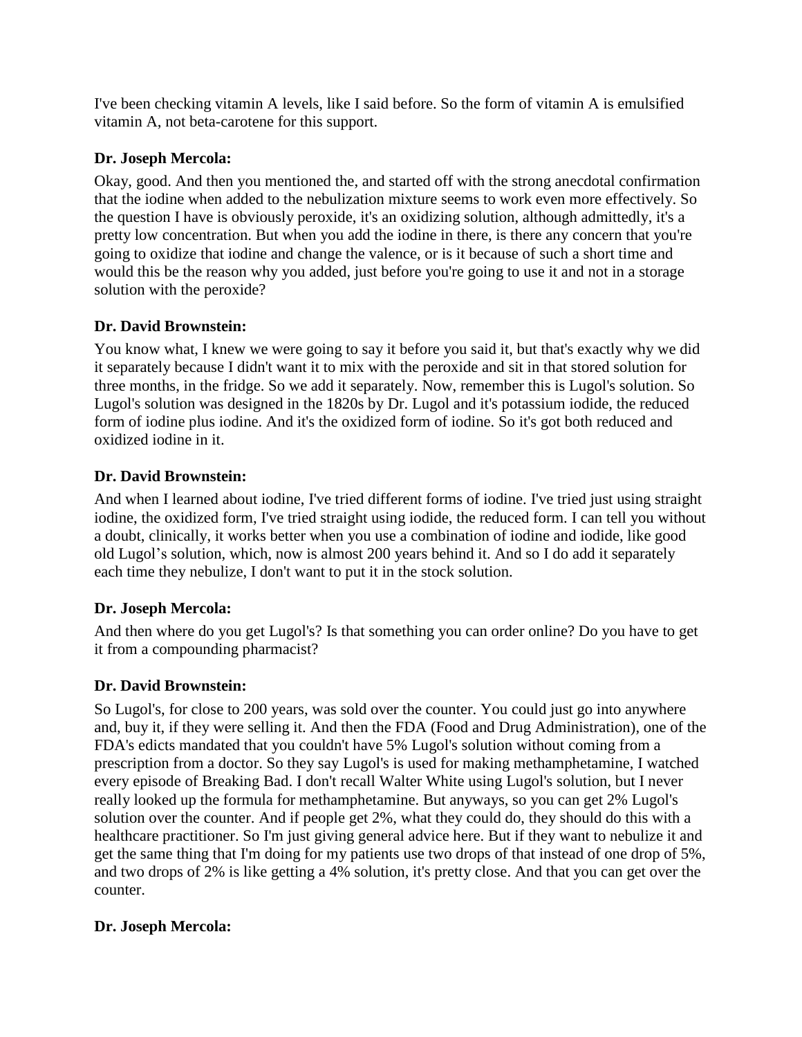I've been checking vitamin A levels, like I said before. So the form of vitamin A is emulsified vitamin A, not beta-carotene for this support.

**Dr. Joseph Mercola:**

Okay, good. And then you mentioned the, and started off with the strong anecdotal confirmation that the iodine when added to the nebulization mixture seems to work even more effectively. So the question I have is obviously peroxide, it's an oxidizing solution, although admittedly, it's a pretty low concentration. But when you add the iodine in there, is there any concern that you're going to oxidize that iodine and change the valence, or is it because of such a short time and would this be the reason why you added, just before you're going to use it and not in a storage solution with the peroxide?

**Dr. David Brownstein:**

You know what, I knew we were going to say it before you said it, but that's exactly why we did it separately because I didn't want it to mix with the peroxide and sit in that stored solution for three months, in the fridge. So we add it separately. Now, remember this is Lugol's solution. So Lugol's solution was designed in the 1820s by Dr. Lugol and it's potassium iodide, the reduced form of iodine plus iodine. And it's the oxidized form of iodine. So it's got both reduced and oxidized iodine in it.

**Dr. David Brownstein:**

And when I learned about iodine, I've tried different forms of iodine. I've tried just using straight iodine, the oxidized form, I've tried straight using iodide, the reduced form. I can tell you without a doubt, clinically, it works better when you use a combination of iodine and iodide, like good old Lugol's solution, which, now is almost 200 years behind it. And so I do add it separately each time they nebulize, I don't want to put it in the stock solution.

**Dr. Joseph Mercola:**

And then where do you get Lugol's? Is that something you can order online? Do you have to get it from a compounding pharmacist?

**Dr. David Brownstein:**

So Lugol's, for close to 200 years, was sold over the counter. You could just go into anywhere and, buy it, if they were selling it. And then the FDA (Food and Drug Administration), one of the FDA's edicts mandated that you couldn't have 5% Lugol's solution without coming from a prescription from a doctor. So they say Lugol's is used for making methamphetamine, I watched every episode of Breaking Bad. I don't recall Walter White using Lugol's solution, but I never really looked up the formula for methamphetamine. But anyways, so you can get 2% Lugol's solution over the counter. And if people get 2%, what they could do, they should do this with a healthcare practitioner. So I'm just giving general advice here. But if they want to nebulize it and get the same thing that I'm doing for my patients use two drops of that instead of one drop of 5%, and two drops of 2% is like getting a 4% solution, it's pretty close. And that you can get over the counter.

**Dr. Joseph Mercola:**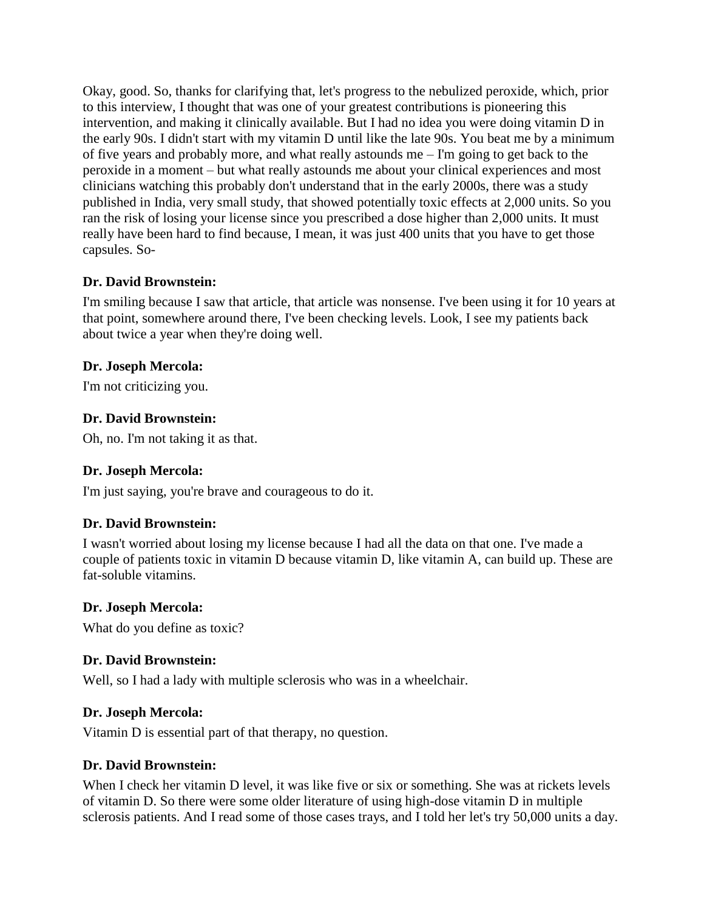Okay, good. So, thanks for clarifying that, let's progress to the nebulized peroxide, which, prior to this interview, I thought that was one of your greatest contributions is pioneering this intervention, and making it clinically available. But I had no idea you were doing vitamin D in the early 90s. I didn't start with my vitamin D until like the late 90s. You beat me by a minimum of five years and probably more, and what really astounds me – I'm going to get back to the peroxide in a moment – but what really astounds me about your clinical experiences and most clinicians watching this probably don't understand that in the early 2000s, there was a study published in India, very small study, that showed potentially toxic effects at 2,000 units. So you ran the risk of losing your license since you prescribed a dose higher than 2,000 units. It must really have been hard to find because, I mean, it was just 400 units that you have to get those capsules. So-

**Dr. David Brownstein:**

I'm smiling because I saw that article, that article was nonsense. I've been using it for 10 years at that point, somewhere around there, I've been checking levels. Look, I see my patients back about twice a year when they're doing well.

**Dr. Joseph Mercola:**

I'm not criticizing you.

**Dr. David Brownstein:**

Oh, no. I'm not taking it as that.

**Dr. Joseph Mercola:**

I'm just saying, you're brave and courageous to do it.

**Dr. David Brownstein:**

I wasn't worried about losing my license because I had all the data on that one. I've made a couple of patients toxic in vitamin D because vitamin D, like vitamin A, can build up. These are fat-soluble vitamins.

**Dr. Joseph Mercola:**

What do you define as toxic?

**Dr. David Brownstein:**

Well, so I had a lady with multiple sclerosis who was in a wheelchair.

**Dr. Joseph Mercola:**

Vitamin D is essential part of that therapy, no question.

**Dr. David Brownstein:**

When I check her vitamin D level, it was like five or six or something. She was at rickets levels of vitamin D. So there were some older literature of using high-dose vitamin D in multiple sclerosis patients. And I read some of those cases trays, and I told her let's try 50,000 units a day.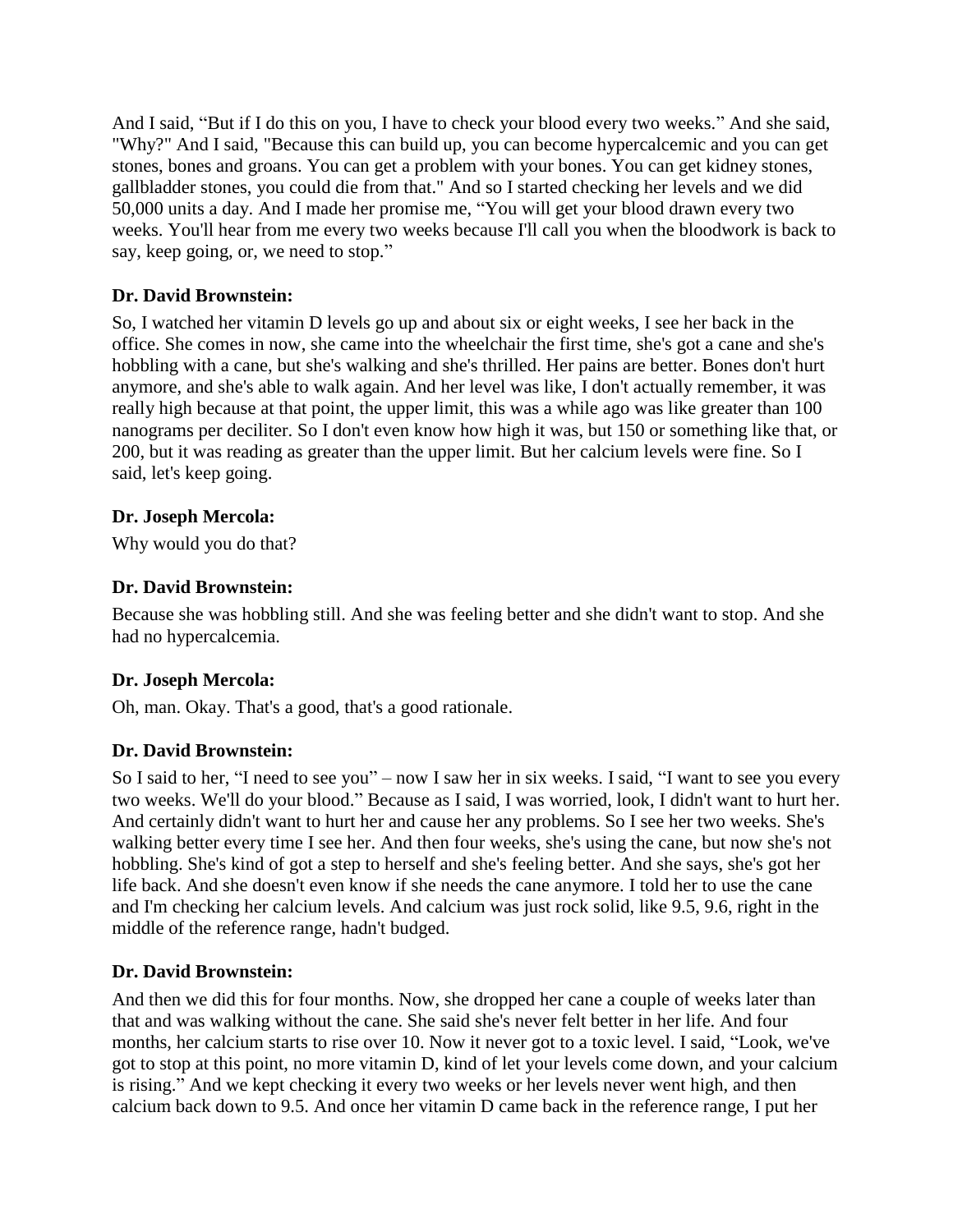And I said, “But if I do this on you, I have to check your blood every two weeks.” And she said, "Why?" And I said, "Because this can build up, you can become hypercalcemic and you can get stones, bones and groans. You can get a problem with your bones. You can get kidney stones, gallbladder stones, you could die from that." And so I started checking her levels and we did 50,000 units a day. And I made her promise me, “You will get your blood drawn every two weeks. You'll hear from me every two weeks because I'll call you when the bloodwork is back to say, keep going, or, we need to stop.”

**Dr. David Brownstein:**

So, I watched her vitamin D levels go up and about six or eight weeks, I see her back in the office. She comes in now, she came into the wheelchair the first time, she's got a cane and she's hobbling with a cane, but she's walking and she's thrilled. Her pains are better. Bones don't hurt anymore, and she's able to walk again. And her level was like, I don't actually remember, it was really high because at that point, the upper limit, this was a while ago was like greater than 100 nanograms per deciliter. So I don't even know how high it was, but 150 or something like that, or 200, but it was reading as greater than the upper limit. But her calcium levels were fine. So I said, let's keep going.

**Dr. Joseph Mercola:**

Why would you do that?

**Dr. David Brownstein:**

Because she was hobbling still. And she was feeling better and she didn't want to stop. And she had no hypercalcemia.

**Dr. Joseph Mercola:**

Oh, man. Okay. That's a good, that's a good rationale.

**Dr. David Brownstein:**

So I said to her, “I need to see you” – now I saw her in six weeks. I said, “I want to see you every two weeks. We'll do your blood.” Because as I said, I was worried, look, I didn't want to hurt her. And certainly didn't want to hurt her and cause her any problems. So I see her two weeks. She's walking better every time I see her. And then four weeks, she's using the cane, but now she's not hobbling. She's kind of got a step to herself and she's feeling better. And she says, she's got her life back. And she doesn't even know if she needs the cane anymore. I told her to use the cane and I'm checking her calcium levels. And calcium was just rock solid, like 9.5, 9.6, right in the middle of the reference range, hadn't budged.

**Dr. David Brownstein:**

And then we did this for four months. Now, she dropped her cane a couple of weeks later than that and was walking without the cane. She said she's never felt better in her life. And four months, her calcium starts to rise over 10. Now it never got to a toxic level. I said, “Look, we've got to stop at this point, no more vitamin D, kind of let your levels come down, and your calcium is rising.” And we kept checking it every two weeks or her levels never went high, and then calcium back down to 9.5. And once her vitamin D came back in the reference range, I put her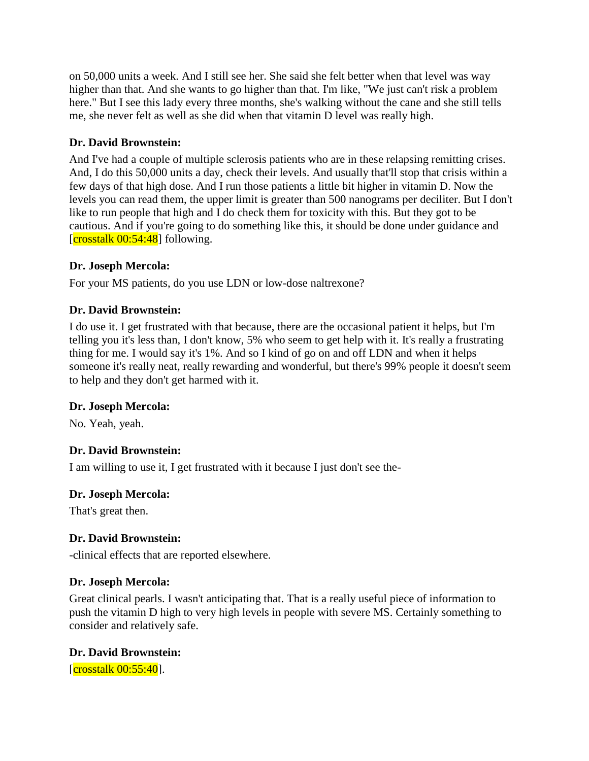on 50,000 units a week. And I still see her. She said she felt better when that level was way higher than that. And she wants to go higher than that. I'm like, "We just can't risk a problem here." But I see this lady every three months, she's walking without the cane and she still tells me, she never felt as well as she did when that vitamin D level was really high.

**Dr. David Brownstein:**

And I've had a couple of multiple sclerosis patients who are in these relapsing remitting crises. And, I do this 50,000 units a day, check their levels. And usually that'll stop that crisis within a few days of that high dose. And I run those patients a little bit higher in vitamin D. Now the levels you can read them, the upper limit is greater than 500 nanograms per deciliter. But I don't like to run people that high and I do check them for toxicity with this. But they got to be cautious. And if you're going to do something like this, it should be done under guidance and [crosstalk 00:54:48] following.

**Dr. Joseph Mercola:**

For your MS patients, do you use LDN or low-dose naltrexone?

**Dr. David Brownstein:**

I do use it. I get frustrated with that because, there are the occasional patient it helps, but I'm telling you it's less than, I don't know, 5% who seem to get help with it. It's really a frustrating thing for me. I would say it's 1%. And so I kind of go on and off LDN and when it helps someone it's really neat, really rewarding and wonderful, but there's 99% people it doesn't seem to help and they don't get harmed with it.

**Dr. Joseph Mercola:**

No. Yeah, yeah.

**Dr. David Brownstein:**

I am willing to use it, I get frustrated with it because I just don't see the-

**Dr. Joseph Mercola:**

That's great then.

**Dr. David Brownstein:**

-clinical effects that are reported elsewhere.

**Dr. Joseph Mercola:**

Great clinical pearls. I wasn't anticipating that. That is a really useful piece of information to push the vitamin D high to very high levels in people with severe MS. Certainly something to consider and relatively safe.

**Dr. David Brownstein:**

[crosstalk 00:55:40].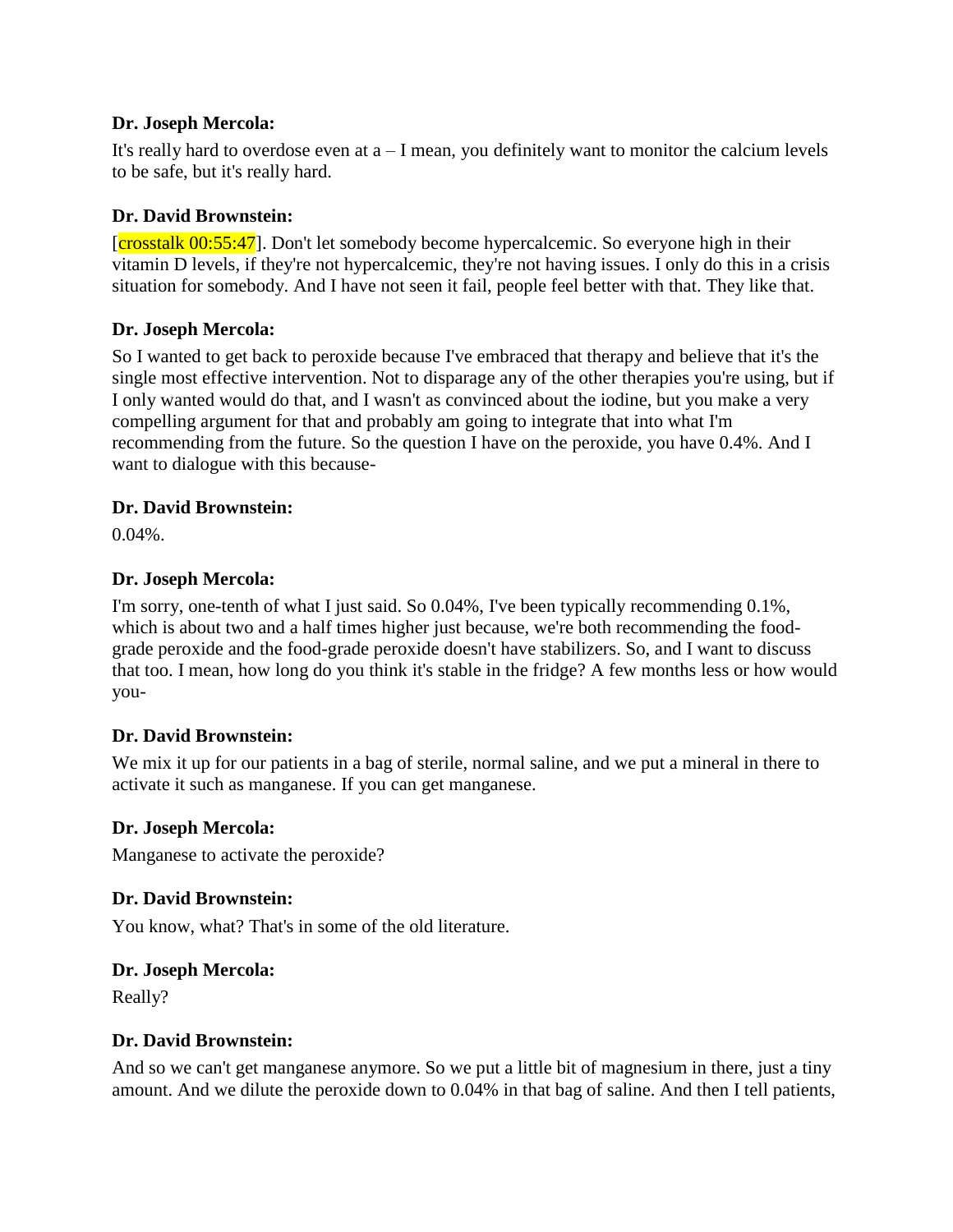**Dr. Joseph Mercola:**

It's really hard to overdose even at a – I mean, you definitely want to monitor the calcium levels to be safe, but it's really hard.

**Dr. David Brownstein:**

[crosstalk 00:55:47]. Don't let somebody become hypercalcemic. So everyone high in their vitamin D levels, if they're not hypercalcemic, they're not having issues. I only do this in a crisis situation for somebody. And I have not seen it fail, people feel better with that. They like that.

**Dr. Joseph Mercola:**

So I wanted to get back to peroxide because I've embraced that therapy and believe that it's the single most effective intervention. Not to disparage any of the other therapies you're using, but if I only wanted would do that, and I wasn't as convinced about the iodine, but you make a very compelling argument for that and probably am going to integrate that into what I'm recommending from the future. So the question I have on the peroxide, you have 0.4%. And I want to dialogue with this because-

**Dr. David Brownstein:**

0.04%.

**Dr. Joseph Mercola:**

I'm sorry, one-tenth of what I just said. So 0.04%, I've been typically recommending 0.1%, which is about two and a half times higher just because, we're both recommending the food-grade peroxide and the food-grade peroxide doesn't have stabilizers. So, and I want to discuss that too. I mean, how long do you think it's stable in the fridge? A few months less or how would you-

**Dr. David Brownstein:**

We mix it up for our patients in a bag of sterile, normal saline, and we put a mineral in there to activate it such as manganese. If you can get manganese.

**Dr. Joseph Mercola:**

Manganese to activate the peroxide?

**Dr. David Brownstein:**

You know, what? That's in some of the old literature.

**Dr. Joseph Mercola:**

Really?

**Dr. David Brownstein:**

And so we can't get manganese anymore. So we put a little bit of magnesium in there, just a tiny amount. And we dilute the peroxide down to 0.04% in that bag of saline. And then I tell patients,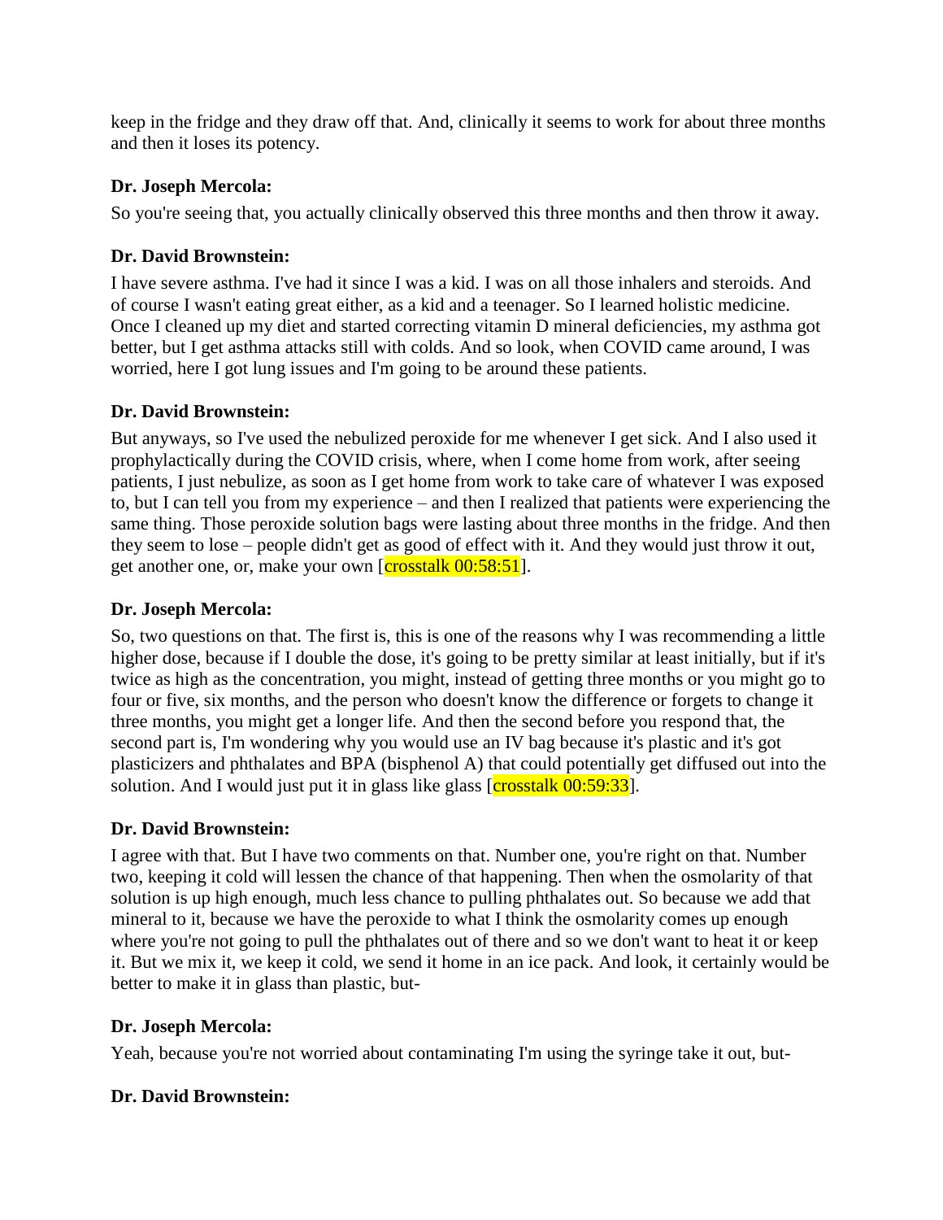keep in the fridge and they draw off that. And, clinically it seems to work for about three months and then it loses its potency.

**Dr. Joseph Mercola:**

So you're seeing that, you actually clinically observed this three months and then throw it away.

**Dr. David Brownstein:**

I have severe asthma. I've had it since I was a kid. I was on all those inhalers and steroids. And of course I wasn't eating great either, as a kid and a teenager. So I learned holistic medicine. Once I cleaned up my diet and started correcting vitamin D mineral deficiencies, my asthma got better, but I get asthma attacks still with colds. And so look, when COVID came around, I was worried, here I got lung issues and I'm going to be around these patients.

**Dr. David Brownstein:**

But anyways, so I've used the nebulized peroxide for me whenever I get sick. And I also used it prophylactically during the COVID crisis, where, when I come home from work, after seeing patients, I just nebulize, as soon as I get home from work to take care of whatever I was exposed to, but I can tell you from my experience – and then I realized that patients were experiencing the same thing. Those peroxide solution bags were lasting about three months in the fridge. And then they seem to lose – people didn't get as good of effect with it. And they would just throw it out, get another one, or, make your own [crosstalk 00:58:51].

**Dr. Joseph Mercola:**

So, two questions on that. The first is, this is one of the reasons why I was recommending a little higher dose, because if I double the dose, it's going to be pretty similar at least initially, but if it's twice as high as the concentration, you might, instead of getting three months or you might go to four or five, six months, and the person who doesn't know the difference or forgets to change it three months, you might get a longer life. And then the second before you respond that, the second part is, I'm wondering why you would use an IV bag because it's plastic and it's got plasticizers and phthalates and BPA (bisphenol A) that could potentially get diffused out into the solution. And I would just put it in glass like glass [crosstalk 00:59:33].

**Dr. David Brownstein:**

I agree with that. But I have two comments on that. Number one, you're right on that. Number two, keeping it cold will lessen the chance of that happening. Then when the osmolarity of that solution is up high enough, much less chance to pulling phthalates out. So because we add that mineral to it, because we have the peroxide to what I think the osmolarity comes up enough where you're not going to pull the phthalates out of there and so we don't want to heat it or keep it. But we mix it, we keep it cold, we send it home in an ice pack. And look, it certainly would be better to make it in glass than plastic, but-

**Dr. Joseph Mercola:**

Yeah, because you're not worried about contaminating I'm using the syringe take it out, but-

**Dr. David Brownstein:**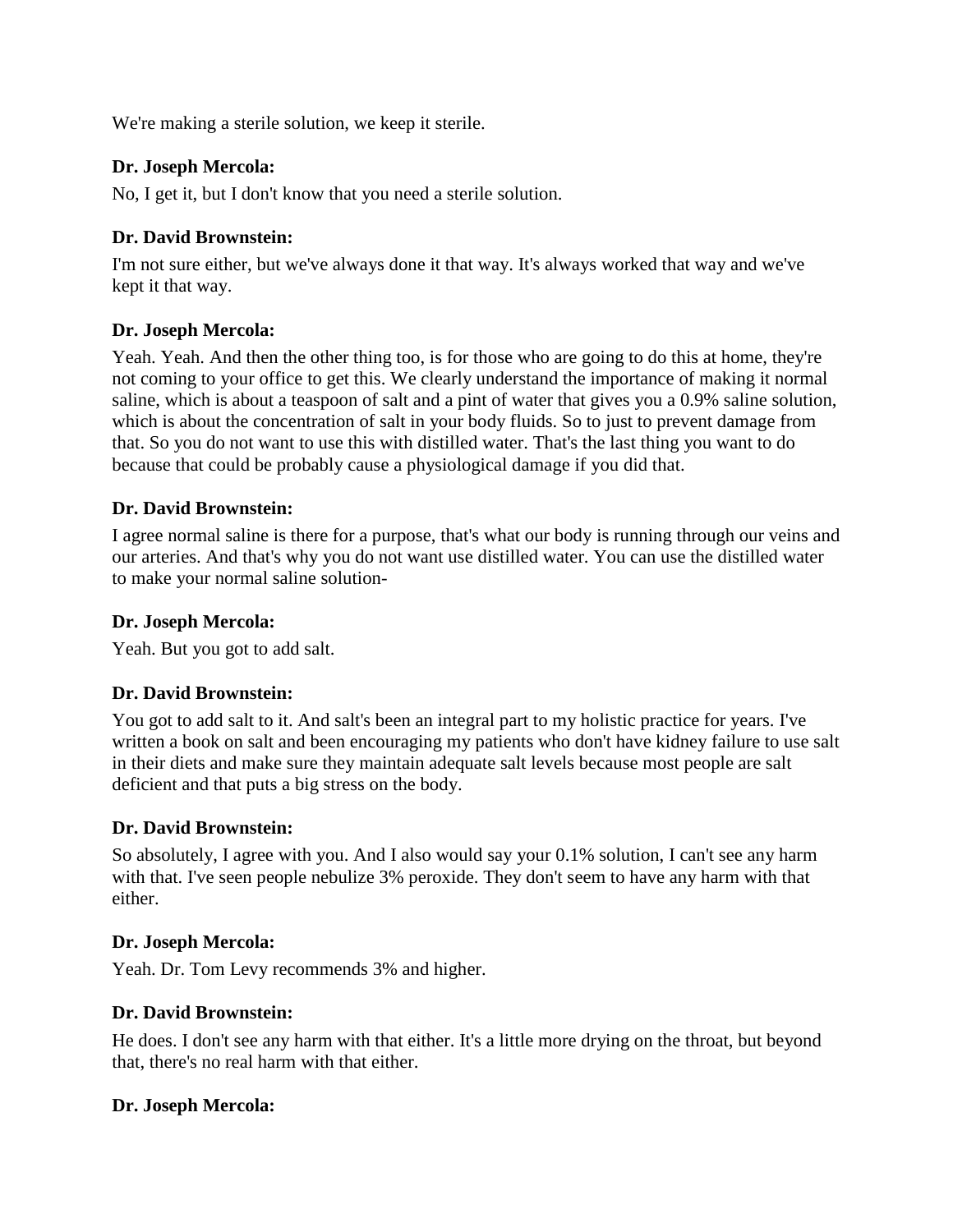We're making a sterile solution, we keep it sterile.

**Dr. Joseph Mercola:**

No, I get it, but I don't know that you need a sterile solution.

**Dr. David Brownstein:**

I'm not sure either, but we've always done it that way. It's always worked that way and we've kept it that way.

**Dr. Joseph Mercola:**

Yeah. Yeah. And then the other thing too, is for those who are going to do this at home, they're not coming to your office to get this. We clearly understand the importance of making it normal saline, which is about a teaspoon of salt and a pint of water that gives you a 0.9% saline solution, which is about the concentration of salt in your body fluids. So to just to prevent damage from that. So you do not want to use this with distilled water. That's the last thing you want to do because that could be probably cause a physiological damage if you did that.

**Dr. David Brownstein:**

I agree normal saline is there for a purpose, that's what our body is running through our veins and our arteries. And that's why you do not want use distilled water. You can use the distilled water to make your normal saline solution-

**Dr. Joseph Mercola:**

Yeah. But you got to add salt.

**Dr. David Brownstein:**

You got to add salt to it. And salt's been an integral part to my holistic practice for years. I've written a book on salt and been encouraging my patients who don't have kidney failure to use salt in their diets and make sure they maintain adequate salt levels because most people are salt deficient and that puts a big stress on the body.

**Dr. David Brownstein:**

So absolutely, I agree with you. And I also would say your 0.1% solution, I can't see any harm with that. I've seen people nebulize 3% peroxide. They don't seem to have any harm with that either.

**Dr. Joseph Mercola:**

Yeah. Dr. Tom Levy recommends 3% and higher.

**Dr. David Brownstein:**

He does. I don't see any harm with that either. It's a little more drying on the throat, but beyond that, there's no real harm with that either.

**Dr. Joseph Mercola:**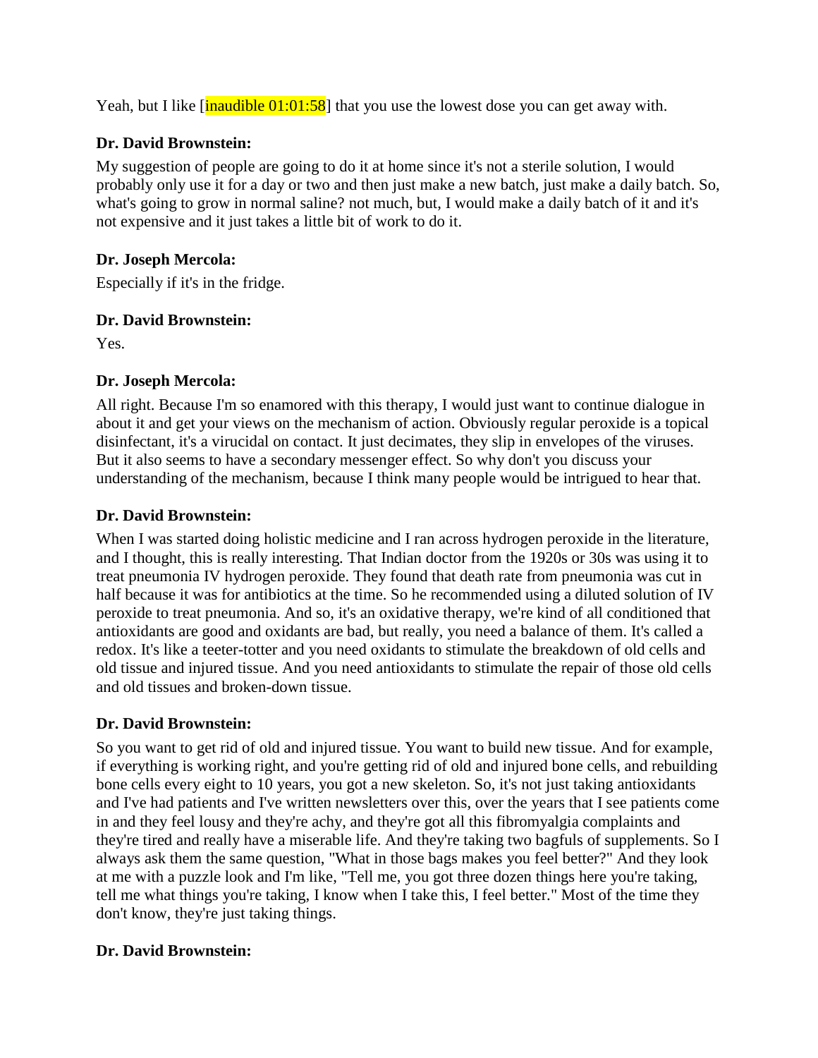Yeah, but I like [inaudible 01:01:58] that you use the lowest dose you can get away with.

**Dr. David Brownstein:**

My suggestion of people are going to do it at home since it's not a sterile solution, I would probably only use it for a day or two and then just make a new batch, just make a daily batch. So, what's going to grow in normal saline? not much, but, I would make a daily batch of it and it's not expensive and it just takes a little bit of work to do it.

**Dr. Joseph Mercola:**

Especially if it's in the fridge.

**Dr. David Brownstein:**

Yes.

**Dr. Joseph Mercola:**

All right. Because I'm so enamored with this therapy, I would just want to continue dialogue in about it and get your views on the mechanism of action. Obviously regular peroxide is a topical disinfectant, it's a virucidal on contact. It just decimates, they slip in envelopes of the viruses. But it also seems to have a secondary messenger effect. So why don't you discuss your understanding of the mechanism, because I think many people would be intrigued to hear that.

**Dr. David Brownstein:**

When I was started doing holistic medicine and I ran across hydrogen peroxide in the literature, and I thought, this is really interesting. That Indian doctor from the 1920s or 30s was using it to treat pneumonia IV hydrogen peroxide. They found that death rate from pneumonia was cut in half because it was for antibiotics at the time. So he recommended using a diluted solution of IV peroxide to treat pneumonia. And so, it's an oxidative therapy, we're kind of all conditioned that antioxidants are good and oxidants are bad, but really, you need a balance of them. It's called a redox. It's like a teeter-totter and you need oxidants to stimulate the breakdown of old cells and old tissue and injured tissue. And you need antioxidants to stimulate the repair of those old cells and old tissues and broken-down tissue.

**Dr. David Brownstein:**

So you want to get rid of old and injured tissue. You want to build new tissue. And for example, if everything is working right, and you're getting rid of old and injured bone cells, and rebuilding bone cells every eight to 10 years, you got a new skeleton. So, it's not just taking antioxidants and I've had patients and I've written newsletters over this, over the years that I see patients come in and they feel lousy and they're achy, and they're got all this fibromyalgia complaints and they're tired and really have a miserable life. And they're taking two bagfuls of supplements. So I always ask them the same question, "What in those bags makes you feel better?" And they look at me with a puzzle look and I'm like, "Tell me, you got three dozen things here you're taking, tell me what things you're taking, I know when I take this, I feel better." Most of the time they don't know, they're just taking things.

**Dr. David Brownstein:**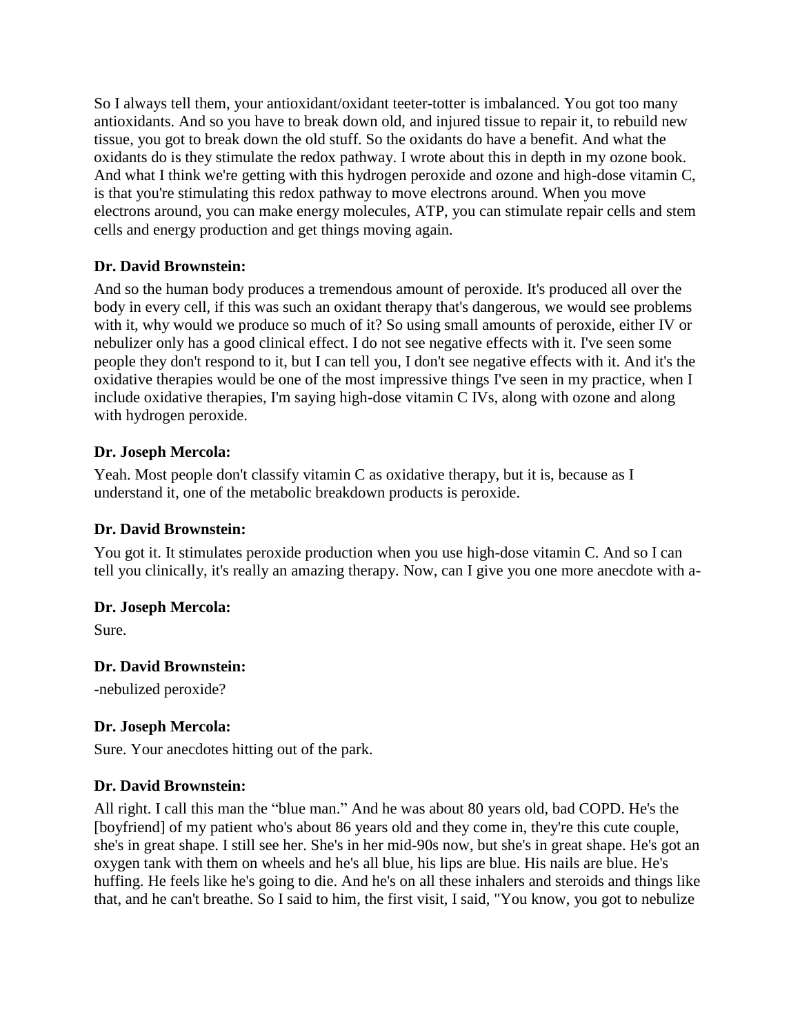So I always tell them, your antioxidant/oxidant teeter-totter is imbalanced. You got too many antioxidants. And so you have to break down old, and injured tissue to repair it, to rebuild new tissue, you got to break down the old stuff. So the oxidants do have a benefit. And what the oxidants do is they stimulate the redox pathway. I wrote about this in depth in my ozone book. And what I think we're getting with this hydrogen peroxide and ozone and high-dose vitamin C, is that you're stimulating this redox pathway to move electrons around. When you move electrons around, you can make energy molecules, ATP, you can stimulate repair cells and stem cells and energy production and get things moving again.

**Dr. David Brownstein:**

And so the human body produces a tremendous amount of peroxide. It's produced all over the body in every cell, if this was such an oxidant therapy that's dangerous, we would see problems with it, why would we produce so much of it? So using small amounts of peroxide, either IV or nebulizer only has a good clinical effect. I do not see negative effects with it. I've seen some people they don't respond to it, but I can tell you, I don't see negative effects with it. And it's the oxidative therapies would be one of the most impressive things I've seen in my practice, when I include oxidative therapies, I'm saying high-dose vitamin C IVs, along with ozone and along with hydrogen peroxide.

**Dr. Joseph Mercola:**

Yeah. Most people don't classify vitamin C as oxidative therapy, but it is, because as I understand it, one of the metabolic breakdown products is peroxide.

**Dr. David Brownstein:**

You got it. It stimulates peroxide production when you use high-dose vitamin C. And so I can tell you clinically, it's really an amazing therapy. Now, can I give you one more anecdote with a-

**Dr. Joseph Mercola:**

Sure.

**Dr. David Brownstein:**

-nebulized peroxide?

**Dr. Joseph Mercola:**

Sure. Your anecdotes hitting out of the park.

**Dr. David Brownstein:**

All right. I call this man the "blue man." And he was about 80 years old, bad COPD. He's the [boyfriend] of my patient who's about 86 years old and they come in, they're this cute couple, she's in great shape. I still see her. She's in her mid-90s now, but she's in great shape. He's got an oxygen tank with them on wheels and he's all blue, his lips are blue. His nails are blue. He's huffing. He feels like he's going to die. And he's on all these inhalers and steroids and things like that, and he can't breathe. So I said to him, the first visit, I said, "You know, you got to nebulize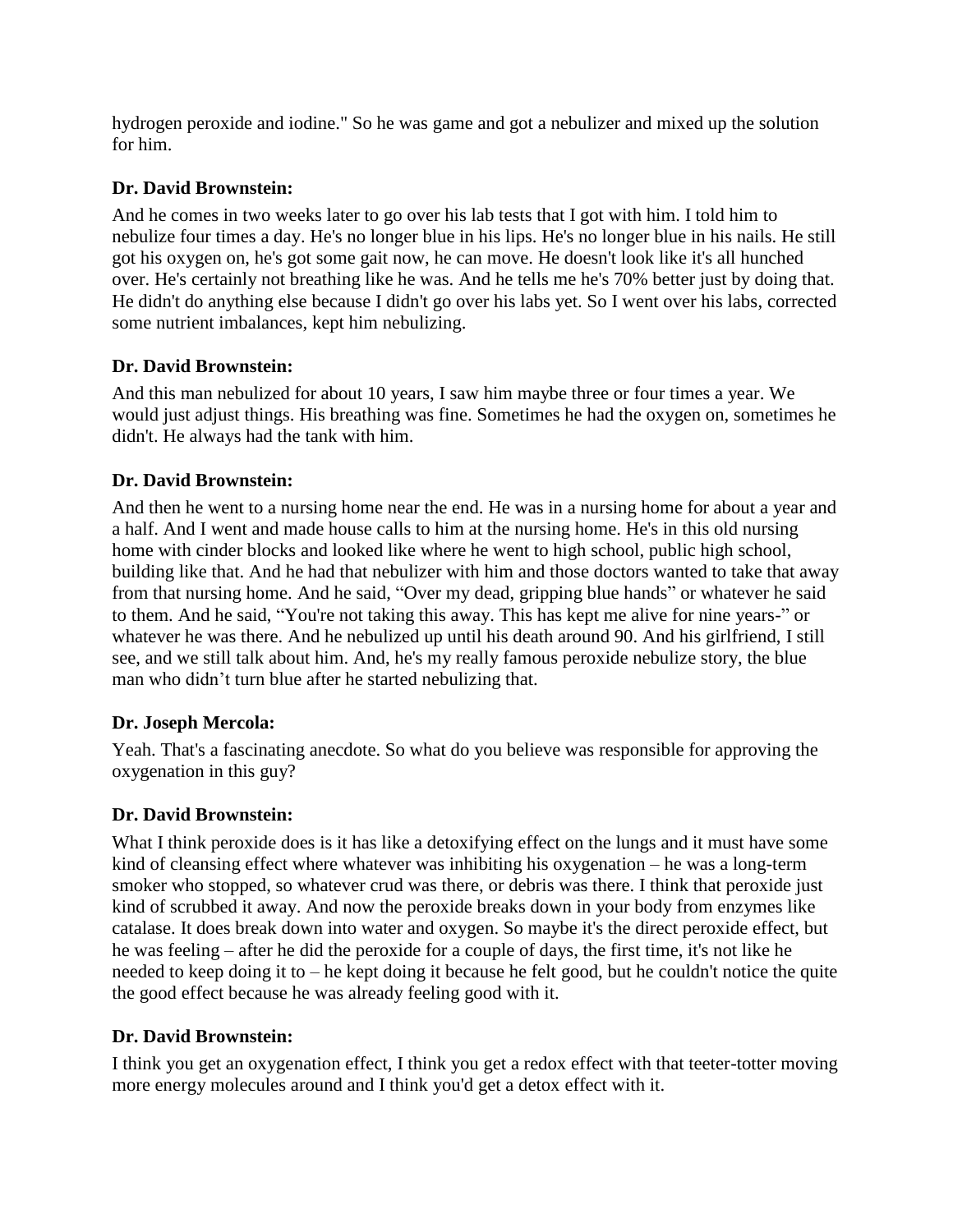hydrogen peroxide and iodine." So he was game and got a nebulizer and mixed up the solution for him.

**Dr. David Brownstein:**

And he comes in two weeks later to go over his lab tests that I got with him. I told him to nebulize four times a day. He's no longer blue in his lips. He's no longer blue in his nails. He still got his oxygen on, he's got some gait now, he can move. He doesn't look like it's all hunched over. He's certainly not breathing like he was. And he tells me he's 70% better just by doing that. He didn't do anything else because I didn't go over his labs yet. So I went over his labs, corrected some nutrient imbalances, kept him nebulizing.

**Dr. David Brownstein:**

And this man nebulized for about 10 years, I saw him maybe three or four times a year. We would just adjust things. His breathing was fine. Sometimes he had the oxygen on, sometimes he didn't. He always had the tank with him.

**Dr. David Brownstein:**

And then he went to a nursing home near the end. He was in a nursing home for about a year and a half. And I went and made house calls to him at the nursing home. He's in this old nursing home with cinder blocks and looked like where he went to high school, public high school, building like that. And he had that nebulizer with him and those doctors wanted to take that away from that nursing home. And he said, "Over my dead, gripping blue hands" or whatever he said to them. And he said, "You're not taking this away. This has kept me alive for nine years-" or whatever he was there. And he nebulized up until his death around 90. And his girlfriend, I still see, and we still talk about him. And, he's my really famous peroxide nebulize story, the blue man who didn't turn blue after he started nebulizing that.

**Dr. Joseph Mercola:**

Yeah. That's a fascinating anecdote. So what do you believe was responsible for approving the oxygenation in this guy?

**Dr. David Brownstein:**

What I think peroxide does is it has like a detoxifying effect on the lungs and it must have some kind of cleansing effect where whatever was inhibiting his oxygenation – he was a long-term smoker who stopped, so whatever crud was there, or debris was there. I think that peroxide just kind of scrubbed it away. And now the peroxide breaks down in your body from enzymes like catalase. It does break down into water and oxygen. So maybe it's the direct peroxide effect, but he was feeling – after he did the peroxide for a couple of days, the first time, it's not like he needed to keep doing it to – he kept doing it because he felt good, but he couldn't notice the quite the good effect because he was already feeling good with it.

**Dr. David Brownstein:**

I think you get an oxygenation effect, I think you get a redox effect with that teeter-totter moving more energy molecules around and I think you'd get a detox effect with it.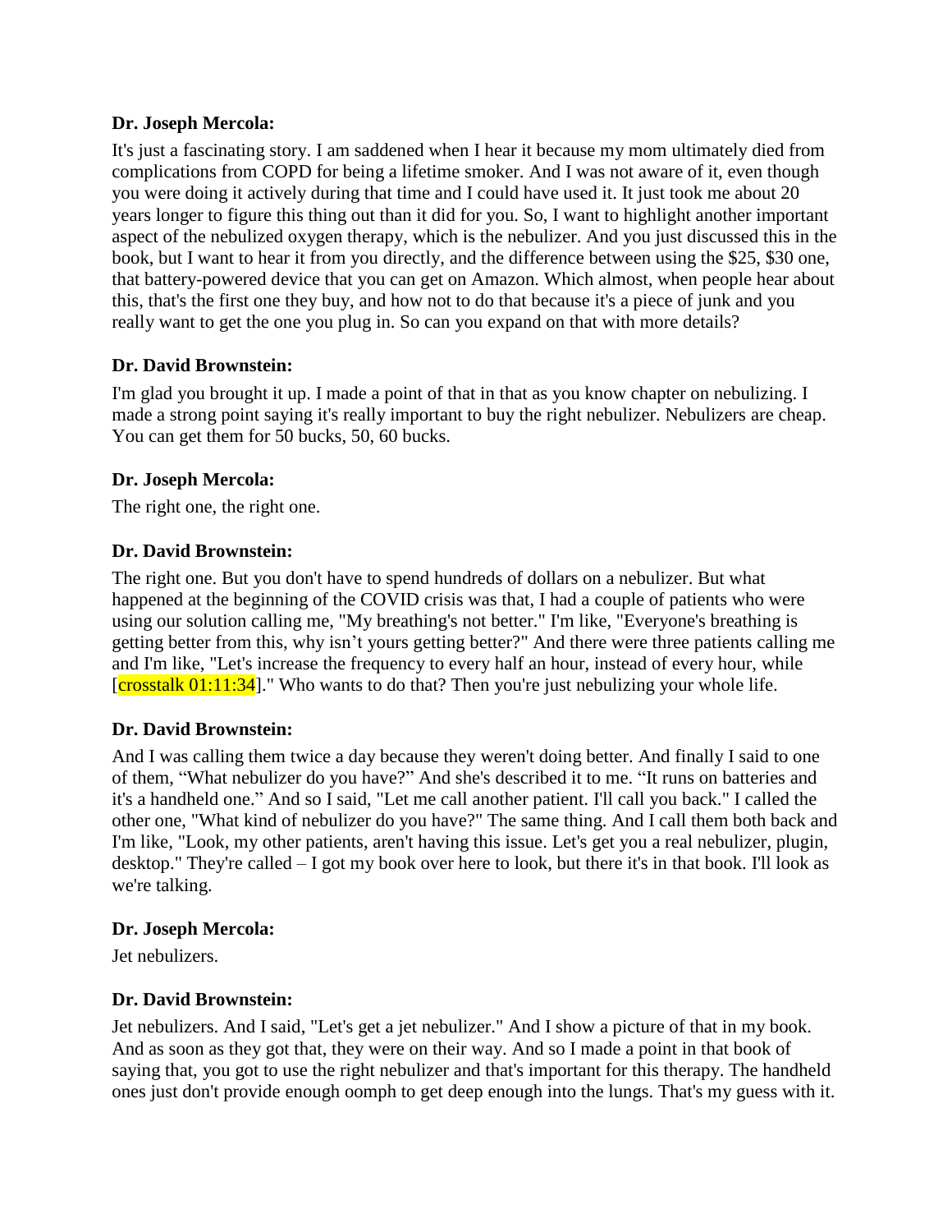**Dr. Joseph Mercola:**

It's just a fascinating story. I am saddened when I hear it because my mom ultimately died from complications from COPD for being a lifetime smoker. And I was not aware of it, even though you were doing it actively during that time and I could have used it. It just took me about 20 years longer to figure this thing out than it did for you. So, I want to highlight another important aspect of the nebulized oxygen therapy, which is the nebulizer. And you just discussed this in the book, but I want to hear it from you directly, and the difference between using the $25, $30 one, that battery-powered device that you can get on Amazon. Which almost, when people hear about this, that's the first one they buy, and how not to do that because it's a piece of junk and you really want to get the one you plug in. So can you expand on that with more details?

**Dr. David Brownstein:**

I'm glad you brought it up. I made a point of that in that as you know chapter on nebulizing. I made a strong point saying it's really important to buy the right nebulizer. Nebulizers are cheap. You can get them for 50 bucks, 50, 60 bucks.

**Dr. Joseph Mercola:**

The right one, the right one.

**Dr. David Brownstein:**

The right one. But you don't have to spend hundreds of dollars on a nebulizer. But what happened at the beginning of the COVID crisis was that, I had a couple of patients who were using our solution calling me, "My breathing's not better." I'm like, "Everyone's breathing is getting better from this, why isn't yours getting better?" And there were three patients calling me and I'm like, "Let's increase the frequency to every half an hour, instead of every hour, while [crosstalk 01:11:34]." Who wants to do that? Then you're just nebulizing your whole life.

**Dr. David Brownstein:**

And I was calling them twice a day because they weren't doing better. And finally I said to one of them, "What nebulizer do you have?" And she's described it to me. "It runs on batteries and it's a handheld one." And so I said, "Let me call another patient. I'll call you back." I called the other one, "What kind of nebulizer do you have?" The same thing. And I call them both back and I'm like, "Look, my other patients, aren't having this issue. Let's get you a real nebulizer, plugin, desktop." They're called – I got my book over here to look, but there it's in that book. I'll look as we're talking.

**Dr. Joseph Mercola:**

Jet nebulizers.

**Dr. David Brownstein:**

Jet nebulizers. And I said, "Let's get a jet nebulizer." And I show a picture of that in my book. And as soon as they got that, they were on their way. And so I made a point in that book of saying that, you got to use the right nebulizer and that's important for this therapy. The handheld ones just don't provide enough oomph to get deep enough into the lungs. That's my guess with it.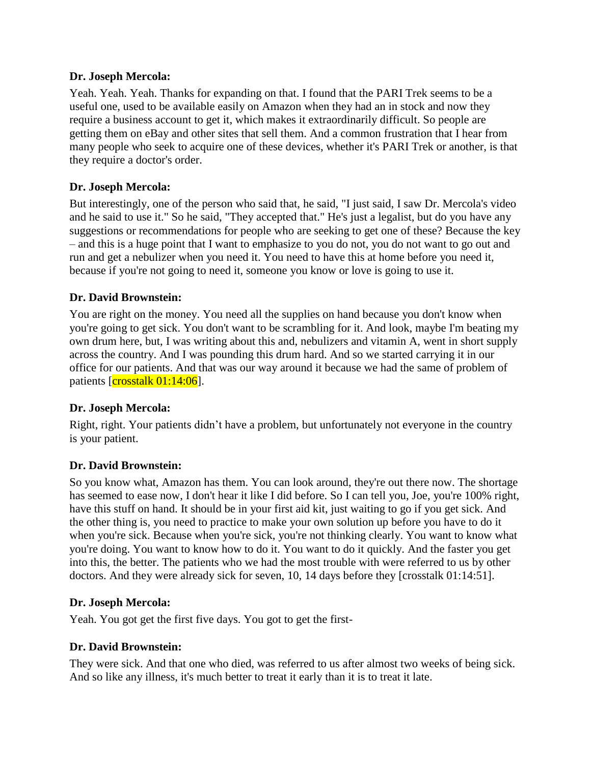**Dr. Joseph Mercola:**

Yeah. Yeah. Yeah. Thanks for expanding on that. I found that the PARI Trek seems to be a useful one, used to be available easily on Amazon when they had an in stock and now they require a business account to get it, which makes it extraordinarily difficult. So people are getting them on eBay and other sites that sell them. And a common frustration that I hear from many people who seek to acquire one of these devices, whether it's PARI Trek or another, is that they require a doctor's order.

**Dr. Joseph Mercola:**

But interestingly, one of the person who said that, he said, "I just said, I saw Dr. Mercola's video and he said to use it." So he said, "They accepted that." He's just a legalist, but do you have any suggestions or recommendations for people who are seeking to get one of these? Because the key – and this is a huge point that I want to emphasize to you do not, you do not want to go out and run and get a nebulizer when you need it. You need to have this at home before you need it, because if you're not going to need it, someone you know or love is going to use it.

**Dr. David Brownstein:**

You are right on the money. You need all the supplies on hand because you don't know when you're going to get sick. You don't want to be scrambling for it. And look, maybe I'm beating my own drum here, but, I was writing about this and, nebulizers and vitamin A, went in short supply across the country. And I was pounding this drum hard. And so we started carrying it in our office for our patients. And that was our way around it because we had the same of problem of patients [crosstalk 01:14:06].

**Dr. Joseph Mercola:**

Right, right. Your patients didn't have a problem, but unfortunately not everyone in the country is your patient.

**Dr. David Brownstein:**

So you know what, Amazon has them. You can look around, they're out there now. The shortage has seemed to ease now, I don't hear it like I did before. So I can tell you, Joe, you're 100% right, have this stuff on hand. It should be in your first aid kit, just waiting to go if you get sick. And the other thing is, you need to practice to make your own solution up before you have to do it when you're sick. Because when you're sick, you're not thinking clearly. You want to know what you're doing. You want to know how to do it. You want to do it quickly. And the faster you get into this, the better. The patients who we had the most trouble with were referred to us by other doctors. And they were already sick for seven, 10, 14 days before they [crosstalk 01:14:51].

**Dr. Joseph Mercola:**

Yeah. You got get the first five days. You got to get the first-

**Dr. David Brownstein:**

They were sick. And that one who died, was referred to us after almost two weeks of being sick. And so like any illness, it's much better to treat it early than it is to treat it late.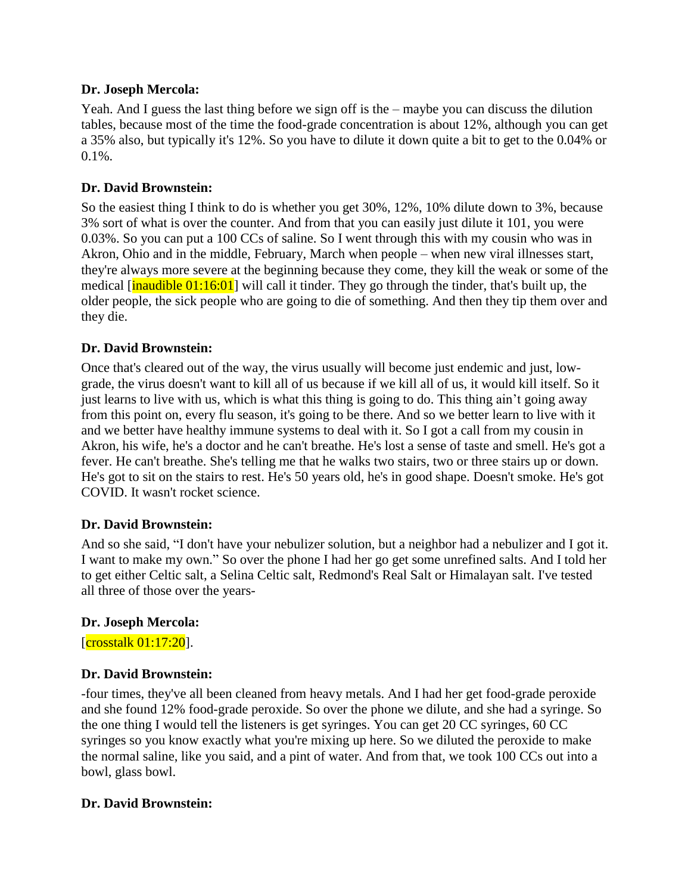**Dr. Joseph Mercola:**

Yeah. And I guess the last thing before we sign off is the – maybe you can discuss the dilution tables, because most of the time the food-grade concentration is about 12%, although you can get a 35% also, but typically it's 12%. So you have to dilute it down quite a bit to get to the 0.04% or 0.1%.

**Dr. David Brownstein:**

So the easiest thing I think to do is whether you get 30%, 12%, 10% dilute down to 3%, because 3% sort of what is over the counter. And from that you can easily just dilute it 101, you were 0.03%. So you can put a 100 CCs of saline. So I went through this with my cousin who was in Akron, Ohio and in the middle, February, March when people – when new viral illnesses start, they're always more severe at the beginning because they come, they kill the weak or some of the medical [inaudible 01:16:01] will call it tinder. They go through the tinder, that's built up, the older people, the sick people who are going to die of something. And then they tip them over and they die.

**Dr. David Brownstein:**

Once that's cleared out of the way, the virus usually will become just endemic and just, low-grade, the virus doesn't want to kill all of us because if we kill all of us, it would kill itself. So it just learns to live with us, which is what this thing is going to do. This thing ain't going away from this point on, every flu season, it's going to be there. And so we better learn to live with it and we better have healthy immune systems to deal with it. So I got a call from my cousin in Akron, his wife, he's a doctor and he can't breathe. He's lost a sense of taste and smell. He's got a fever. He can't breathe. She's telling me that he walks two stairs, two or three stairs up or down. He's got to sit on the stairs to rest. He's 50 years old, he's in good shape. Doesn't smoke. He's got COVID. It wasn't rocket science.

**Dr. David Brownstein:**

And so she said, "I don't have your nebulizer solution, but a neighbor had a nebulizer and I got it. I want to make my own." So over the phone I had her go get some unrefined salts. And I told her to get either Celtic salt, a Selina Celtic salt, Redmond's Real Salt or Himalayan salt. I've tested all three of those over the years-

**Dr. Joseph Mercola:**

[crosstalk 01:17:20].

**Dr. David Brownstein:**

-four times, they've all been cleaned from heavy metals. And I had her get food-grade peroxide and she found 12% food-grade peroxide. So over the phone we dilute, and she had a syringe. So the one thing I would tell the listeners is get syringes. You can get 20 CC syringes, 60 CC syringes so you know exactly what you're mixing up here. So we diluted the peroxide to make the normal saline, like you said, and a pint of water. And from that, we took 100 CCs out into a bowl, glass bowl.

**Dr. David Brownstein:**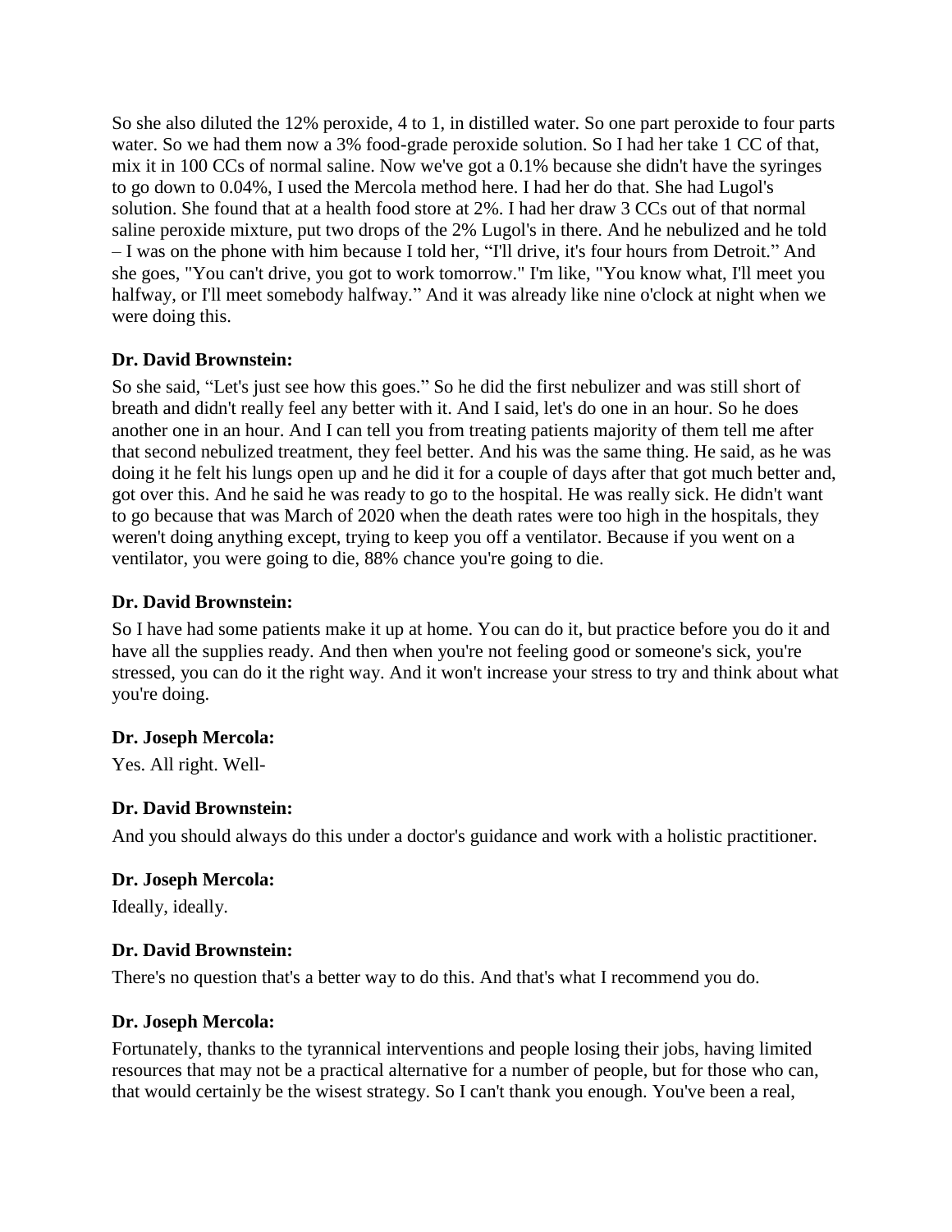So she also diluted the 12% peroxide, 4 to 1, in distilled water. So one part peroxide to four parts water. So we had them now a 3% food-grade peroxide solution. So I had her take 1 CC of that, mix it in 100 CCs of normal saline. Now we've got a 0.1% because she didn't have the syringes to go down to 0.04%, I used the Mercola method here. I had her do that. She had Lugol's solution. She found that at a health food store at 2%. I had her draw 3 CCs out of that normal saline peroxide mixture, put two drops of the 2% Lugol's in there. And he nebulized and he told – I was on the phone with him because I told her, "I'll drive, it's four hours from Detroit." And she goes, "You can't drive, you got to work tomorrow." I'm like, "You know what, I'll meet you halfway, or I'll meet somebody halfway." And it was already like nine o'clock at night when we were doing this.

**Dr. David Brownstein:**

So she said, "Let's just see how this goes." So he did the first nebulizer and was still short of breath and didn't really feel any better with it. And I said, let's do one in an hour. So he does another one in an hour. And I can tell you from treating patients majority of them tell me after that second nebulized treatment, they feel better. And his was the same thing. He said, as he was doing it he felt his lungs open up and he did it for a couple of days after that got much better and, got over this. And he said he was ready to go to the hospital. He was really sick. He didn't want to go because that was March of 2020 when the death rates were too high in the hospitals, they weren't doing anything except, trying to keep you off a ventilator. Because if you went on a ventilator, you were going to die, 88% chance you're going to die.

**Dr. David Brownstein:**

So I have had some patients make it up at home. You can do it, but practice before you do it and have all the supplies ready. And then when you're not feeling good or someone's sick, you're stressed, you can do it the right way. And it won't increase your stress to try and think about what you're doing.

**Dr. Joseph Mercola:**

Yes. All right. Well-

**Dr. David Brownstein:**

And you should always do this under a doctor's guidance and work with a holistic practitioner.

**Dr. Joseph Mercola:**

Ideally, ideally.

**Dr. David Brownstein:**

There's no question that's a better way to do this. And that's what I recommend you do.

**Dr. Joseph Mercola:**

Fortunately, thanks to the tyrannical interventions and people losing their jobs, having limited resources that may not be a practical alternative for a number of people, but for those who can, that would certainly be the wisest strategy. So I can't thank you enough. You've been a real,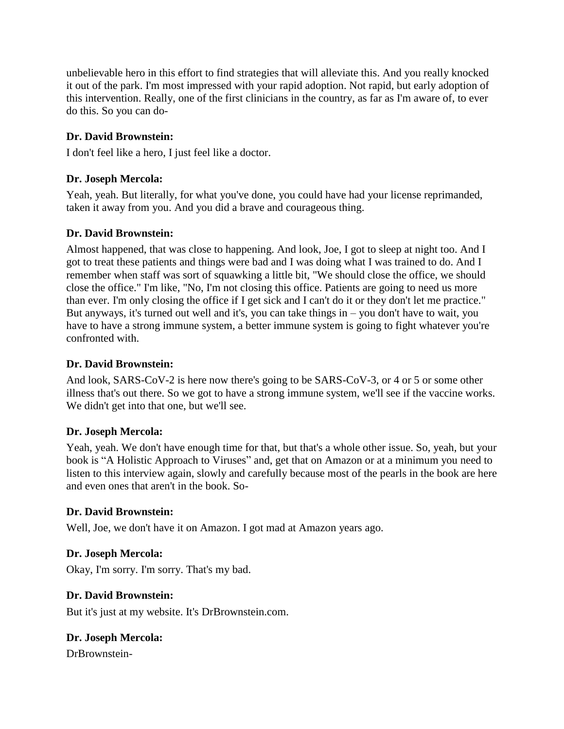unbelievable hero in this effort to find strategies that will alleviate this. And you really knocked it out of the park. I'm most impressed with your rapid adoption. Not rapid, but early adoption of this intervention. Really, one of the first clinicians in the country, as far as I'm aware of, to ever do this. So you can do-

**Dr. David Brownstein:**

I don't feel like a hero, I just feel like a doctor.

**Dr. Joseph Mercola:**

Yeah, yeah. But literally, for what you've done, you could have had your license reprimanded, taken it away from you. And you did a brave and courageous thing.

**Dr. David Brownstein:**

Almost happened, that was close to happening. And look, Joe, I got to sleep at night too. And I got to treat these patients and things were bad and I was doing what I was trained to do. And I remember when staff was sort of squawking a little bit, "We should close the office, we should close the office." I'm like, "No, I'm not closing this office. Patients are going to need us more than ever. I'm only closing the office if I get sick and I can't do it or they don't let me practice." But anyways, it's turned out well and it's, you can take things in – you don't have to wait, you have to have a strong immune system, a better immune system is going to fight whatever you're confronted with.

**Dr. David Brownstein:**

And look, SARS-CoV-2 is here now there's going to be SARS-CoV-3, or 4 or 5 or some other illness that's out there. So we got to have a strong immune system, we'll see if the vaccine works. We didn't get into that one, but we'll see.

**Dr. Joseph Mercola:**

Yeah, yeah. We don't have enough time for that, but that's a whole other issue. So, yeah, but your book is "A Holistic Approach to Viruses" and, get that on Amazon or at a minimum you need to listen to this interview again, slowly and carefully because most of the pearls in the book are here and even ones that aren't in the book. So-

**Dr. David Brownstein:**

Well, Joe, we don't have it on Amazon. I got mad at Amazon years ago.

**Dr. Joseph Mercola:**

Okay, I'm sorry. I'm sorry. That's my bad.

**Dr. David Brownstein:**

But it's just at my website. It's DrBrownstein.com.

**Dr. Joseph Mercola:**

DrBrownstein-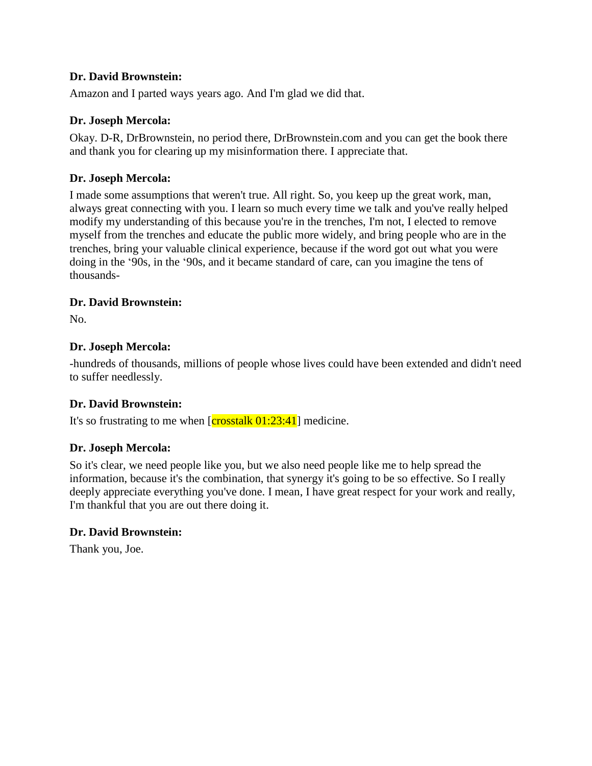**Dr. David Brownstein:**

Amazon and I parted ways years ago. And I'm glad we did that.

**Dr. Joseph Mercola:**

Okay. D-R, DrBrownstein, no period there, DrBrownstein.com and you can get the book there and thank you for clearing up my misinformation there. I appreciate that.

**Dr. Joseph Mercola:**

I made some assumptions that weren't true. All right. So, you keep up the great work, man, always great connecting with you. I learn so much every time we talk and you've really helped modify my understanding of this because you're in the trenches, I'm not, I elected to remove myself from the trenches and educate the public more widely, and bring people who are in the trenches, bring your valuable clinical experience, because if the word got out what you were doing in the '90s, in the '90s, and it became standard of care, can you imagine the tens of thousands-

**Dr. David Brownstein:**

No.

**Dr. Joseph Mercola:**

-hundreds of thousands, millions of people whose lives could have been extended and didn't need to suffer needlessly.

**Dr. David Brownstein:**

It's so frustrating to me when [crosstalk 01:23:41] medicine.

**Dr. Joseph Mercola:**

So it's clear, we need people like you, but we also need people like me to help spread the information, because it's the combination, that synergy it's going to be so effective. So I really deeply appreciate everything you've done. I mean, I have great respect for your work and really, I'm thankful that you are out there doing it.

**Dr. David Brownstein:**

Thank you, Joe.